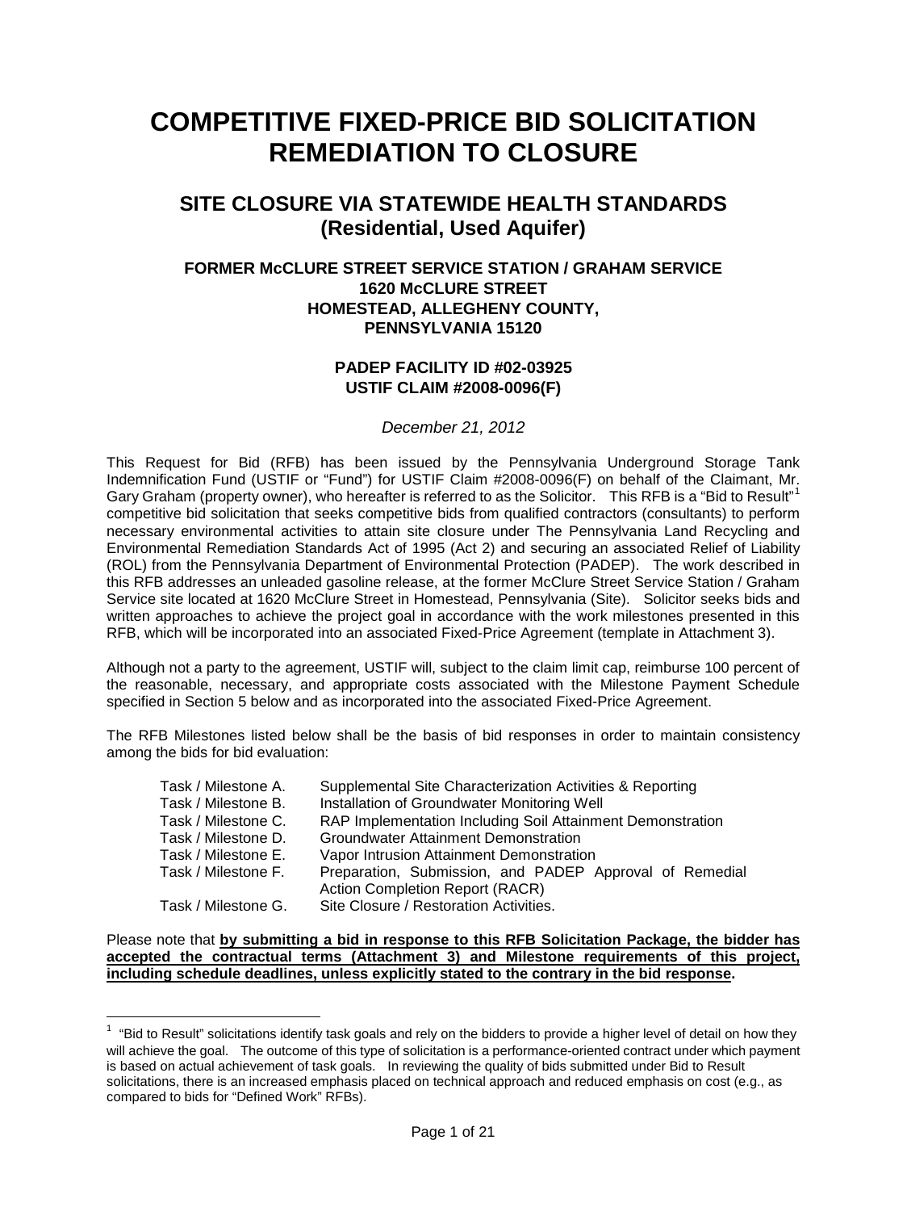# COMPETITIVE FIXED-PRICE BID SOLICITATION REMEDIATION TO CLOSURE

## SITE CLOSURE VIA STATEWIDE HEALTH STANDARDS (Residential, Used Aquifer)

### FORMER McCLURE STREET SERVICE STATION / GRAHAM SERVICE
### 1620 McCLURE STREET
### HOMESTEAD, ALLEGHENY COUNTY, PENNSYLVANIA 15120

#### PADEP FACILITY ID #02-03925
#### USTIF CLAIM #2008-0096(F)

*December 21, 2012*

This Request for Bid (RFB) has been issued by the Pennsylvania Underground Storage Tank Indemnification Fund (USTIF or "Fund") for USTIF Claim #2008-0096(F) on behalf of the Claimant, Mr. Gary Graham (property owner), who hereafter is referred to as the Solicitor. This RFB is a "Bid to Result"[1] competitive bid solicitation that seeks competitive bids from qualified contractors (consultants) to perform necessary environmental activities to attain site closure under The Pennsylvania Land Recycling and Environmental Remediation Standards Act of 1995 (Act 2) and securing an associated Relief of Liability (ROL) from the Pennsylvania Department of Environmental Protection (PADEP). The work described in this RFB addresses an unleaded gasoline release, at the former McClure Street Service Station / Graham Service site located at 1620 McClure Street in Homestead, Pennsylvania (Site). Solicitor seeks bids and written approaches to achieve the project goal in accordance with the work milestones presented in this RFB, which will be incorporated into an associated Fixed-Price Agreement (template in Attachment 3).

Although not a party to the agreement, USTIF will, subject to the claim limit cap, reimburse 100 percent of the reasonable, necessary, and appropriate costs associated with the Milestone Payment Schedule specified in Section 5 below and as incorporated into the associated Fixed-Price Agreement.

The RFB Milestones listed below shall be the basis of bid responses in order to maintain consistency among the bids for bid evaluation:

- Task / Milestone A. Supplemental Site Characterization Activities & Reporting
- Task / Milestone B. Installation of Groundwater Monitoring Well
- Task / Milestone C. RAP Implementation Including Soil Attainment Demonstration
- Task / Milestone D. Groundwater Attainment Demonstration
- Task / Milestone E. Vapor Intrusion Attainment Demonstration
- Task / Milestone F. Preparation, Submission, and PADEP Approval of Remedial Action Completion Report (RACR)
- Task / Milestone G. Site Closure / Restoration Activities.

Please note that **by submitting a bid in response to this RFB Solicitation Package, the bidder has accepted the contractual terms (Attachment 3) and Milestone requirements of this project, including schedule deadlines, unless explicitly stated to the contrary in the bid response**.

---

[1] "Bid to Result" solicitations identify task goals and rely on the bidders to provide a higher level of detail on how they will achieve the goal. The outcome of this type of solicitation is a performance-oriented contract under which payment is based on actual achievement of task goals. In reviewing the quality of bids submitted under Bid to Result solicitations, there is an increased emphasis placed on technical approach and reduced emphasis on cost (e.g., as compared to bids for "Defined Work" RFBs).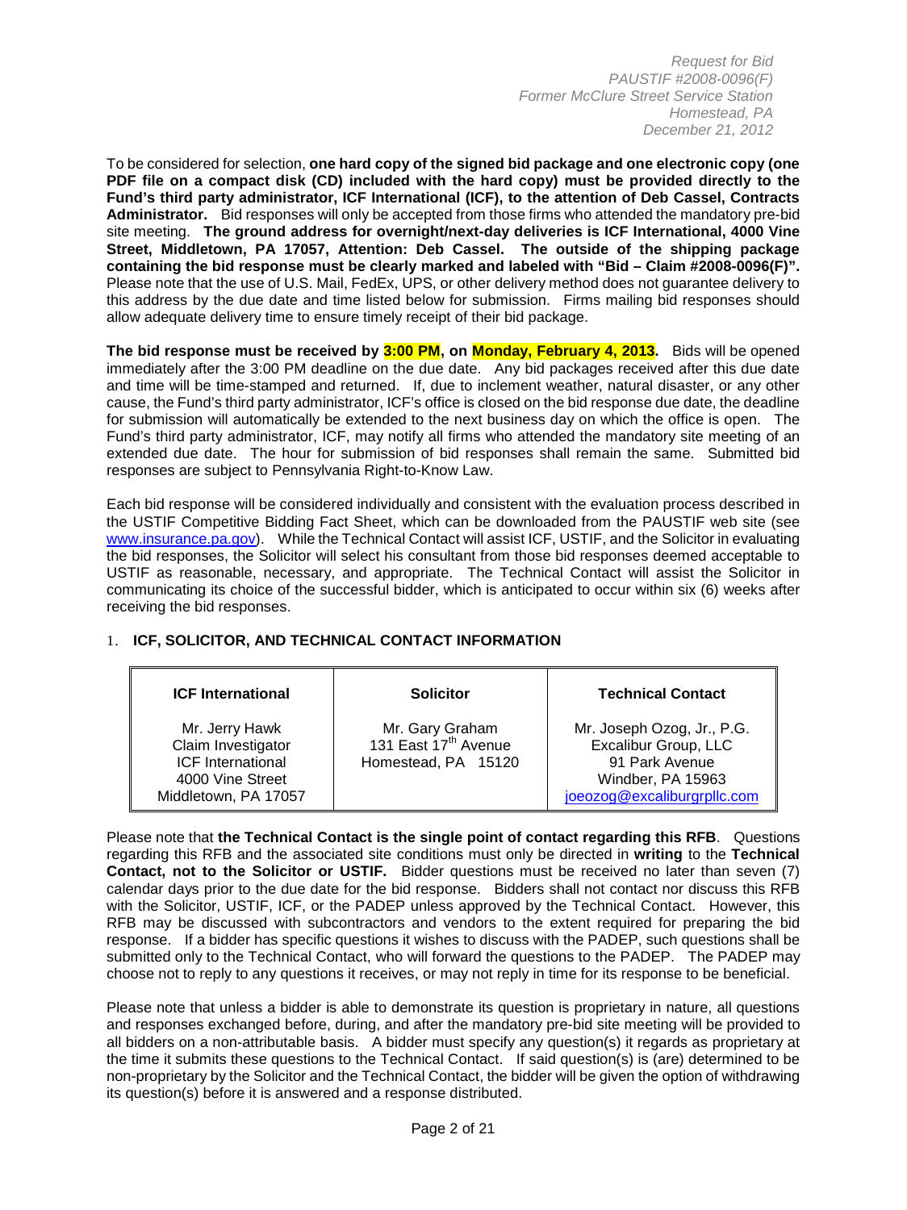To be considered for selection, **one hard copy of the signed bid package and one electronic copy (one PDF file on a compact disk (CD) included with the hard copy) must be provided directly to the Fund's third party administrator, ICF International (ICF), to the attention of Deb Cassel, Contracts Administrator.** Bid responses will only be accepted from those firms who attended the mandatory pre-bid site meeting. **The ground address for overnight/next-day deliveries is ICF International, 4000 Vine Street, Middletown, PA 17057, Attention: Deb Cassel. The outside of the shipping package containing the bid response must be clearly marked and labeled with "Bid – Claim #2008-0096(F)".** Please note that the use of U.S. Mail, FedEx, UPS, or other delivery method does not guarantee delivery to this address by the due date and time listed below for submission. Firms mailing bid responses should allow adequate delivery time to ensure timely receipt of their bid package.

**The bid response must be received by 3:00 PM, on Monday, February 4, 2013.** Bids will be opened immediately after the 3:00 PM deadline on the due date. Any bid packages received after this due date and time will be time-stamped and returned. If, due to inclement weather, natural disaster, or any other cause, the Fund's third party administrator, ICF's office is closed on the bid response due date, the deadline for submission will automatically be extended to the next business day on which the office is open. The Fund's third party administrator, ICF, may notify all firms who attended the mandatory site meeting of an extended due date. The hour for submission of bid responses shall remain the same. Submitted bid responses are subject to Pennsylvania Right-to-Know Law.

Each bid response will be considered individually and consistent with the evaluation process described in the USTIF Competitive Bidding Fact Sheet, which can be downloaded from the PAUSTIF web site (see www.insurance.pa.gov). While the Technical Contact will assist ICF, USTIF, and the Solicitor in evaluating the bid responses, the Solicitor will select his consultant from those bid responses deemed acceptable to USTIF as reasonable, necessary, and appropriate. The Technical Contact will assist the Solicitor in communicating its choice of the successful bidder, which is anticipated to occur within six (6) weeks after receiving the bid responses.

## 1. ICF, SOLICITOR, AND TECHNICAL CONTACT INFORMATION

| ICF International | Solicitor | Technical Contact |
|---|---|---|
| Mr. Jerry Hawk<br>Claim Investigator<br>ICF International<br>4000 Vine Street<br>Middletown, PA 17057 | Mr. Gary Graham<br>131 East 17th Avenue<br>Homestead, PA 15120 | Mr. Joseph Ozog, Jr., P.G.<br>Excalibur Group, LLC<br>91 Park Avenue<br>Windber, PA 15963<br>joeozog@excaliburgrpllc.com |

Please note that **the Technical Contact is the single point of contact regarding this RFB**. Questions regarding this RFB and the associated site conditions must only be directed in **writing** to the **Technical Contact, not to the Solicitor or USTIF.** Bidder questions must be received no later than seven (7) calendar days prior to the due date for the bid response. Bidders shall not contact nor discuss this RFB with the Solicitor, USTIF, ICF, or the PADEP unless approved by the Technical Contact. However, this RFB may be discussed with subcontractors and vendors to the extent required for preparing the bid response. If a bidder has specific questions it wishes to discuss with the PADEP, such questions shall be submitted only to the Technical Contact, who will forward the questions to the PADEP. The PADEP may choose not to reply to any questions it receives, or may not reply in time for its response to be beneficial.

Please note that unless a bidder is able to demonstrate its question is proprietary in nature, all questions and responses exchanged before, during, and after the mandatory pre-bid site meeting will be provided to all bidders on a non-attributable basis. A bidder must specify any question(s) it regards as proprietary at the time it submits these questions to the Technical Contact. If said question(s) is (are) determined to be non-proprietary by the Solicitor and the Technical Contact, the bidder will be given the option of withdrawing its question(s) before it is answered and a response distributed.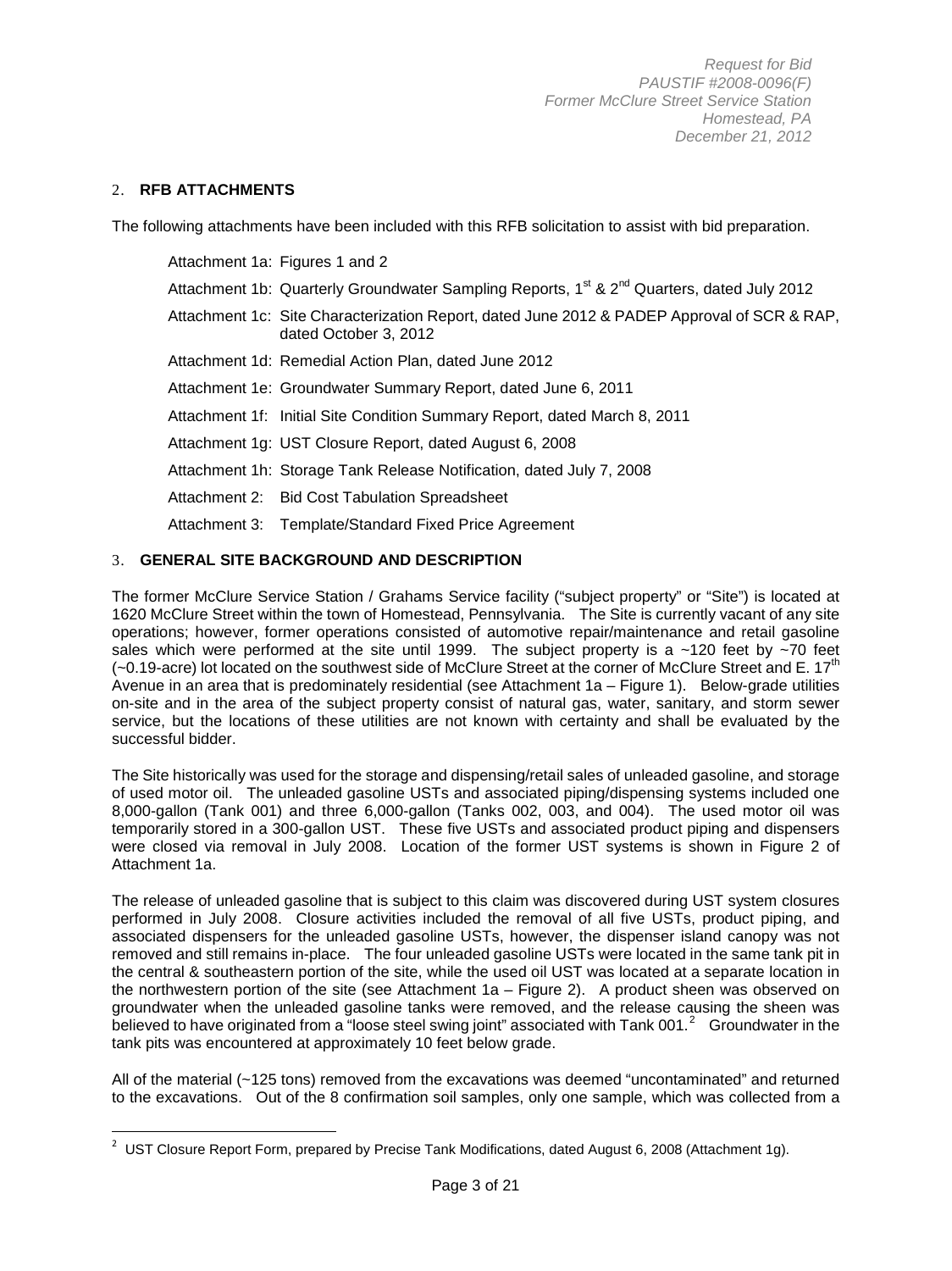## 2. RFB ATTACHMENTS

The following attachments have been included with this RFB solicitation to assist with bid preparation.

- Attachment 1a: Figures 1 and 2
- Attachment 1b: Quarterly Groundwater Sampling Reports, 1st & 2nd Quarters, dated July 2012
- Attachment 1c: Site Characterization Report, dated June 2012 & PADEP Approval of SCR & RAP, dated October 3, 2012
- Attachment 1d: Remedial Action Plan, dated June 2012
- Attachment 1e: Groundwater Summary Report, dated June 6, 2011
- Attachment 1f: Initial Site Condition Summary Report, dated March 8, 2011
- Attachment 1g: UST Closure Report, dated August 6, 2008
- Attachment 1h: Storage Tank Release Notification, dated July 7, 2008
- Attachment 2: Bid Cost Tabulation Spreadsheet
- Attachment 3: Template/Standard Fixed Price Agreement

## 3. GENERAL SITE BACKGROUND AND DESCRIPTION

The former McClure Service Station / Grahams Service facility ("subject property" or "Site") is located at 1620 McClure Street within the town of Homestead, Pennsylvania. The Site is currently vacant of any site operations; however, former operations consisted of automotive repair/maintenance and retail gasoline sales which were performed at the site until 1999. The subject property is a ~120 feet by ~70 feet (~0.19-acre) lot located on the southwest side of McClure Street at the corner of McClure Street and E. 17th Avenue in an area that is predominately residential (see Attachment 1a – Figure 1). Below-grade utilities on-site and in the area of the subject property consist of natural gas, water, sanitary, and storm sewer service, but the locations of these utilities are not known with certainty and shall be evaluated by the successful bidder.

The Site historically was used for the storage and dispensing/retail sales of unleaded gasoline, and storage of used motor oil. The unleaded gasoline USTs and associated piping/dispensing systems included one 8,000-gallon (Tank 001) and three 6,000-gallon (Tanks 002, 003, and 004). The used motor oil was temporarily stored in a 300-gallon UST. These five USTs and associated product piping and dispensers were closed via removal in July 2008. Location of the former UST systems is shown in Figure 2 of Attachment 1a.

The release of unleaded gasoline that is subject to this claim was discovered during UST system closures performed in July 2008. Closure activities included the removal of all five USTs, product piping, and associated dispensers for the unleaded gasoline USTs, however, the dispenser island canopy was not removed and still remains in-place. The four unleaded gasoline USTs were located in the same tank pit in the central & southeastern portion of the site, while the used oil UST was located at a separate location in the northwestern portion of the site (see Attachment 1a – Figure 2). A product sheen was observed on groundwater when the unleaded gasoline tanks were removed, and the release causing the sheen was believed to have originated from a "loose steel swing joint" associated with Tank 001.[2] Groundwater in the tank pits was encountered at approximately 10 feet below grade.

All of the material (~125 tons) removed from the excavations was deemed "uncontaminated" and returned to the excavations. Out of the 8 confirmation soil samples, only one sample, which was collected from a

[2] UST Closure Report Form, prepared by Precise Tank Modifications, dated August 6, 2008 (Attachment 1g).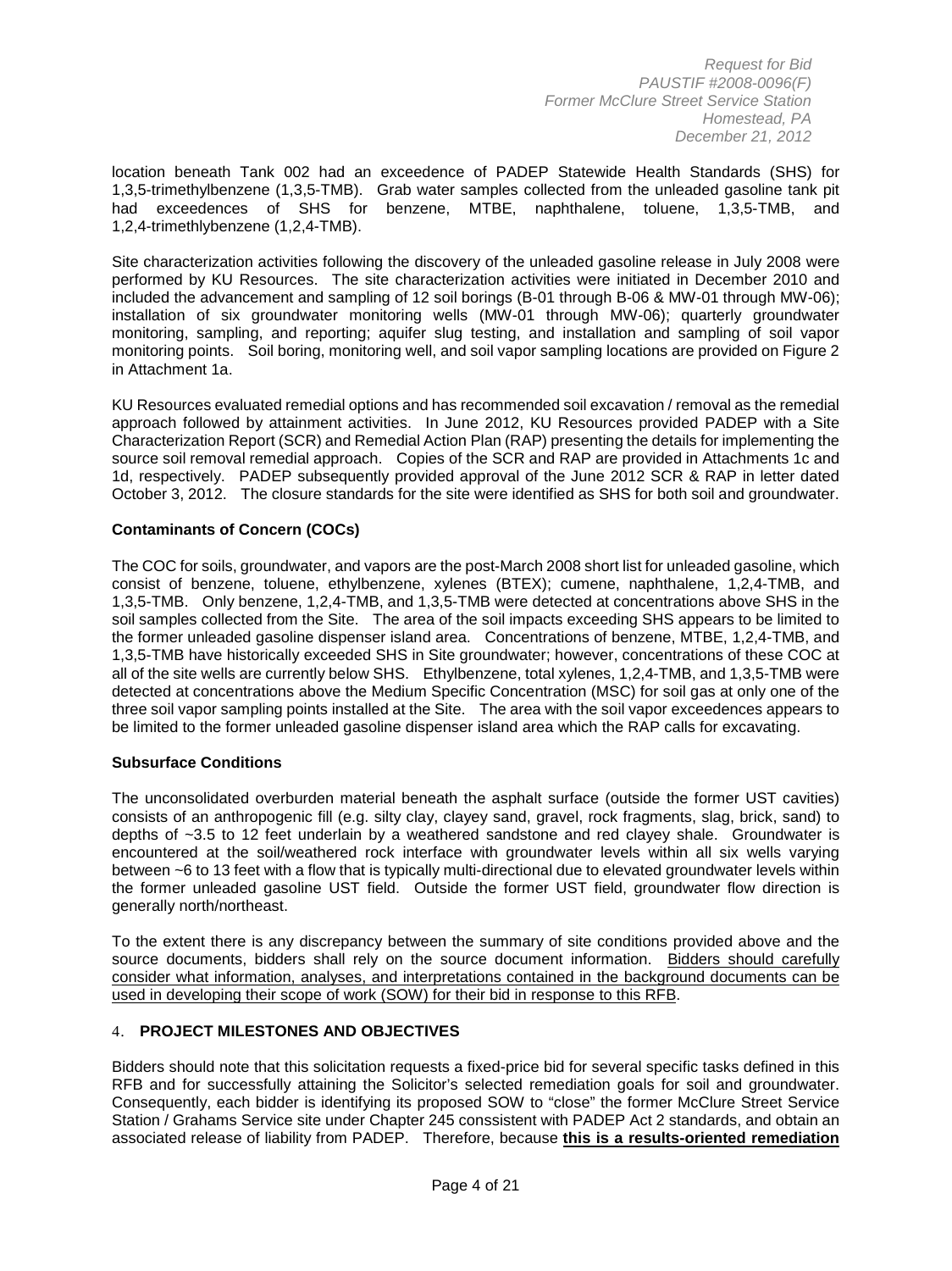location beneath Tank 002 had an exceedence of PADEP Statewide Health Standards (SHS) for 1,3,5-trimethylbenzene (1,3,5-TMB). Grab water samples collected from the unleaded gasoline tank pit had exceedences of SHS for benzene, MTBE, naphthalene, toluene, 1,3,5-TMB, and 1,2,4-trimethlybenzene (1,2,4-TMB).

Site characterization activities following the discovery of the unleaded gasoline release in July 2008 were performed by KU Resources. The site characterization activities were initiated in December 2010 and included the advancement and sampling of 12 soil borings (B-01 through B-06 & MW-01 through MW-06); installation of six groundwater monitoring wells (MW-01 through MW-06); quarterly groundwater monitoring, sampling, and reporting; aquifer slug testing, and installation and sampling of soil vapor monitoring points. Soil boring, monitoring well, and soil vapor sampling locations are provided on Figure 2 in Attachment 1a.

KU Resources evaluated remedial options and has recommended soil excavation / removal as the remedial approach followed by attainment activities. In June 2012, KU Resources provided PADEP with a Site Characterization Report (SCR) and Remedial Action Plan (RAP) presenting the details for implementing the source soil removal remedial approach. Copies of the SCR and RAP are provided in Attachments 1c and 1d, respectively. PADEP subsequently provided approval of the June 2012 SCR & RAP in letter dated October 3, 2012. The closure standards for the site were identified as SHS for both soil and groundwater.

**Contaminants of Concern (COCs)**

The COC for soils, groundwater, and vapors are the post-March 2008 short list for unleaded gasoline, which consist of benzene, toluene, ethylbenzene, xylenes (BTEX); cumene, naphthalene, 1,2,4-TMB, and 1,3,5-TMB. Only benzene, 1,2,4-TMB, and 1,3,5-TMB were detected at concentrations above SHS in the soil samples collected from the Site. The area of the soil impacts exceeding SHS appears to be limited to the former unleaded gasoline dispenser island area. Concentrations of benzene, MTBE, 1,2,4-TMB, and 1,3,5-TMB have historically exceeded SHS in Site groundwater; however, concentrations of these COC at all of the site wells are currently below SHS. Ethylbenzene, total xylenes, 1,2,4-TMB, and 1,3,5-TMB were detected at concentrations above the Medium Specific Concentration (MSC) for soil gas at only one of the three soil vapor sampling points installed at the Site. The area with the soil vapor exceedences appears to be limited to the former unleaded gasoline dispenser island area which the RAP calls for excavating.

**Subsurface Conditions**

The unconsolidated overburden material beneath the asphalt surface (outside the former UST cavities) consists of an anthropogenic fill (e.g. silty clay, clayey sand, gravel, rock fragments, slag, brick, sand) to depths of ~3.5 to 12 feet underlain by a weathered sandstone and red clayey shale. Groundwater is encountered at the soil/weathered rock interface with groundwater levels within all six wells varying between ~6 to 13 feet with a flow that is typically multi-directional due to elevated groundwater levels within the former unleaded gasoline UST field. Outside the former UST field, groundwater flow direction is generally north/northeast.

To the extent there is any discrepancy between the summary of site conditions provided above and the source documents, bidders shall rely on the source document information. Bidders should carefully consider what information, analyses, and interpretations contained in the background documents can be used in developing their scope of work (SOW) for their bid in response to this RFB.

## 4. PROJECT MILESTONES AND OBJECTIVES

Bidders should note that this solicitation requests a fixed-price bid for several specific tasks defined in this RFB and for successfully attaining the Solicitor's selected remediation goals for soil and groundwater. Consequently, each bidder is identifying its proposed SOW to "close" the former McClure Street Service Station / Grahams Service site under Chapter 245 conssistent with PADEP Act 2 standards, and obtain an associated release of liability from PADEP. Therefore, because **this is a results-oriented remediation**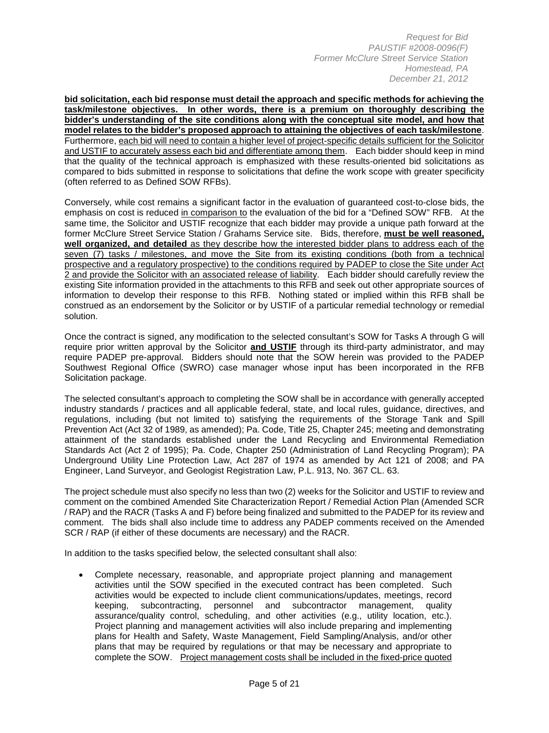**bid solicitation, each bid response must detail the approach and specific methods for achieving the task/milestone objectives. In other words, there is a premium on thoroughly describing the bidder's understanding of the site conditions along with the conceptual site model, and how that model relates to the bidder's proposed approach to attaining the objectives of each task/milestone**. Furthermore, each bid will need to contain a higher level of project-specific details sufficient for the Solicitor and USTIF to accurately assess each bid and differentiate among them. Each bidder should keep in mind that the quality of the technical approach is emphasized with these results-oriented bid solicitations as compared to bids submitted in response to solicitations that define the work scope with greater specificity (often referred to as Defined SOW RFBs).

Conversely, while cost remains a significant factor in the evaluation of guaranteed cost-to-close bids, the emphasis on cost is reduced in comparison to the evaluation of the bid for a "Defined SOW" RFB. At the same time, the Solicitor and USTIF recognize that each bidder may provide a unique path forward at the former McClure Street Service Station / Grahams Service site. Bids, therefore, **must be well reasoned, well organized, and detailed** as they describe how the interested bidder plans to address each of the seven (7) tasks / milestones, and move the Site from its existing conditions (both from a technical prospective and a regulatory prospective) to the conditions required by PADEP to close the Site under Act 2 and provide the Solicitor with an associated release of liability. Each bidder should carefully review the existing Site information provided in the attachments to this RFB and seek out other appropriate sources of information to develop their response to this RFB. Nothing stated or implied within this RFB shall be construed as an endorsement by the Solicitor or by USTIF of a particular remedial technology or remedial solution.

Once the contract is signed, any modification to the selected consultant's SOW for Tasks A through G will require prior written approval by the Solicitor **and USTIF** through its third-party administrator, and may require PADEP pre-approval. Bidders should note that the SOW herein was provided to the PADEP Southwest Regional Office (SWRO) case manager whose input has been incorporated in the RFB Solicitation package.

The selected consultant's approach to completing the SOW shall be in accordance with generally accepted industry standards / practices and all applicable federal, state, and local rules, guidance, directives, and regulations, including (but not limited to) satisfying the requirements of the Storage Tank and Spill Prevention Act (Act 32 of 1989, as amended); Pa. Code, Title 25, Chapter 245; meeting and demonstrating attainment of the standards established under the Land Recycling and Environmental Remediation Standards Act (Act 2 of 1995); Pa. Code, Chapter 250 (Administration of Land Recycling Program); PA Underground Utility Line Protection Law, Act 287 of 1974 as amended by Act 121 of 2008; and PA Engineer, Land Surveyor, and Geologist Registration Law, P.L. 913, No. 367 CL. 63.

The project schedule must also specify no less than two (2) weeks for the Solicitor and USTIF to review and comment on the combined Amended Site Characterization Report / Remedial Action Plan (Amended SCR / RAP) and the RACR (Tasks A and F) before being finalized and submitted to the PADEP for its review and comment. The bids shall also include time to address any PADEP comments received on the Amended SCR / RAP (if either of these documents are necessary) and the RACR.

In addition to the tasks specified below, the selected consultant shall also:

- Complete necessary, reasonable, and appropriate project planning and management activities until the SOW specified in the executed contract has been completed. Such activities would be expected to include client communications/updates, meetings, record keeping, subcontracting, personnel and subcontractor management, quality assurance/quality control, scheduling, and other activities (e.g., utility location, etc.). Project planning and management activities will also include preparing and implementing plans for Health and Safety, Waste Management, Field Sampling/Analysis, and/or other plans that may be required by regulations or that may be necessary and appropriate to complete the SOW. Project management costs shall be included in the fixed-price quoted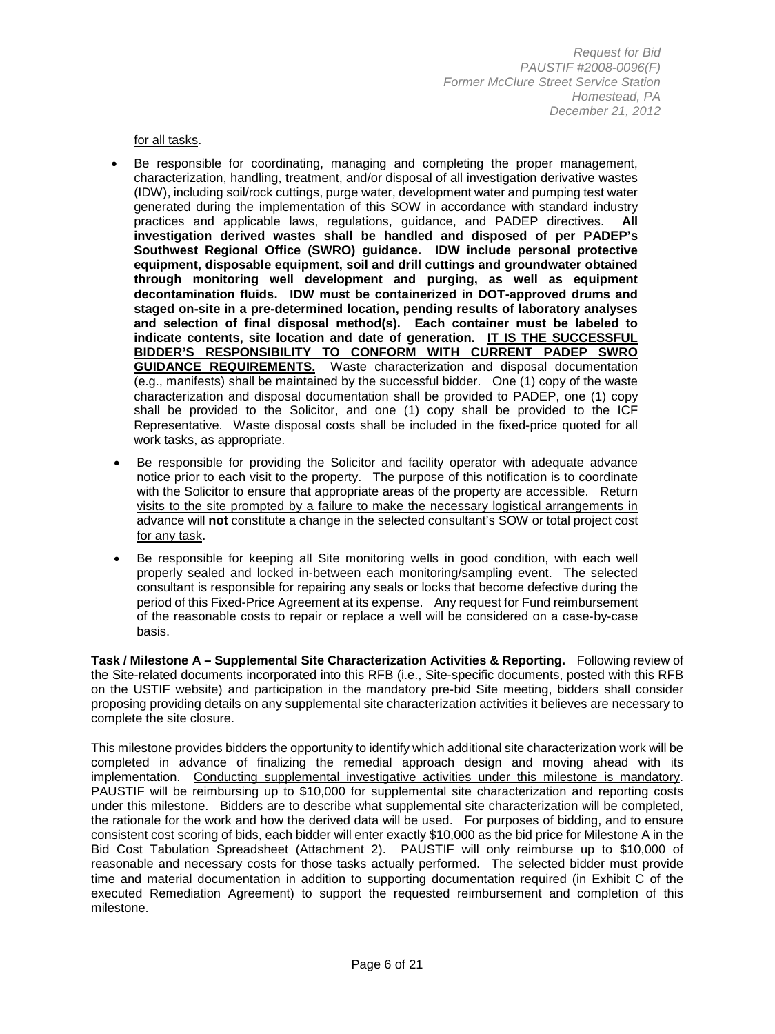for all tasks.

- Be responsible for coordinating, managing and completing the proper management, characterization, handling, treatment, and/or disposal of all investigation derivative wastes (IDW), including soil/rock cuttings, purge water, development water and pumping test water generated during the implementation of this SOW in accordance with standard industry practices and applicable laws, regulations, guidance, and PADEP directives. **All investigation derived wastes shall be handled and disposed of per PADEP's Southwest Regional Office (SWRO) guidance. IDW include personal protective equipment, disposable equipment, soil and drill cuttings and groundwater obtained through monitoring well development and purging, as well as equipment decontamination fluids. IDW must be containerized in DOT-approved drums and staged on-site in a pre-determined location, pending results of laboratory analyses and selection of final disposal method(s). Each container must be labeled to indicate contents, site location and date of generation. IT IS THE SUCCESSFUL BIDDER'S RESPONSIBILITY TO CONFORM WITH CURRENT PADEP SWRO GUIDANCE REQUIREMENTS.** Waste characterization and disposal documentation (e.g., manifests) shall be maintained by the successful bidder. One (1) copy of the waste characterization and disposal documentation shall be provided to PADEP, one (1) copy shall be provided to the Solicitor, and one (1) copy shall be provided to the ICF Representative. Waste disposal costs shall be included in the fixed-price quoted for all work tasks, as appropriate.
- Be responsible for providing the Solicitor and facility operator with adequate advance notice prior to each visit to the property. The purpose of this notification is to coordinate with the Solicitor to ensure that appropriate areas of the property are accessible. Return visits to the site prompted by a failure to make the necessary logistical arrangements in advance will **not** constitute a change in the selected consultant's SOW or total project cost for any task.
- Be responsible for keeping all Site monitoring wells in good condition, with each well properly sealed and locked in-between each monitoring/sampling event. The selected consultant is responsible for repairing any seals or locks that become defective during the period of this Fixed-Price Agreement at its expense. Any request for Fund reimbursement of the reasonable costs to repair or replace a well will be considered on a case-by-case basis.

**Task / Milestone A – Supplemental Site Characterization Activities & Reporting.** Following review of the Site-related documents incorporated into this RFB (i.e., Site-specific documents, posted with this RFB on the USTIF website) and participation in the mandatory pre-bid Site meeting, bidders shall consider proposing providing details on any supplemental site characterization activities it believes are necessary to complete the site closure.

This milestone provides bidders the opportunity to identify which additional site characterization work will be completed in advance of finalizing the remedial approach design and moving ahead with its implementation. Conducting supplemental investigative activities under this milestone is mandatory. PAUSTIF will be reimbursing up to $10,000 for supplemental site characterization and reporting costs under this milestone. Bidders are to describe what supplemental site characterization will be completed, the rationale for the work and how the derived data will be used. For purposes of bidding, and to ensure consistent cost scoring of bids, each bidder will enter exactly $10,000 as the bid price for Milestone A in the Bid Cost Tabulation Spreadsheet (Attachment 2). PAUSTIF will only reimburse up to $10,000 of reasonable and necessary costs for those tasks actually performed. The selected bidder must provide time and material documentation in addition to supporting documentation required (in Exhibit C of the executed Remediation Agreement) to support the requested reimbursement and completion of this milestone.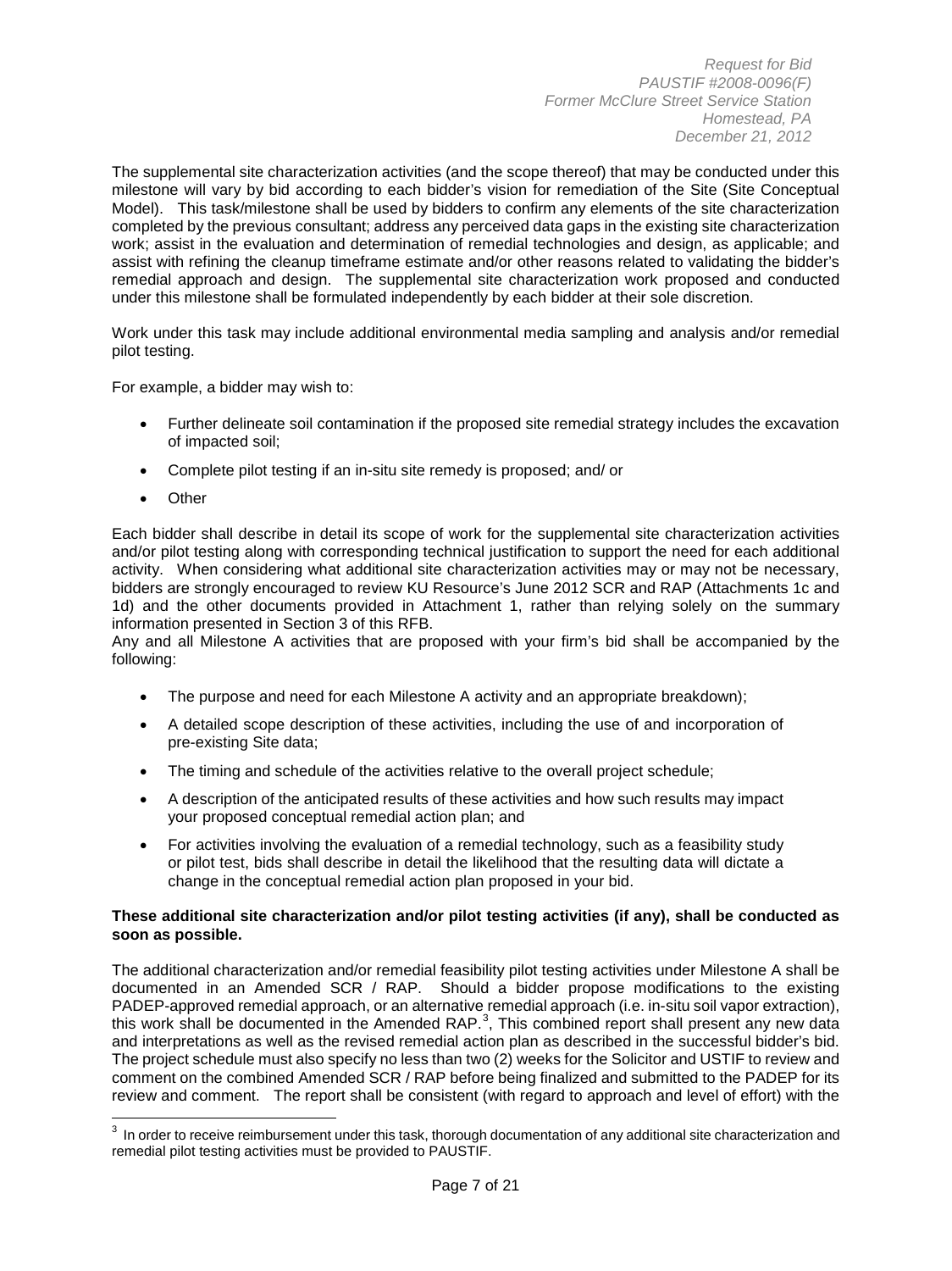The supplemental site characterization activities (and the scope thereof) that may be conducted under this milestone will vary by bid according to each bidder's vision for remediation of the Site (Site Conceptual Model). This task/milestone shall be used by bidders to confirm any elements of the site characterization completed by the previous consultant; address any perceived data gaps in the existing site characterization work; assist in the evaluation and determination of remedial technologies and design, as applicable; and assist with refining the cleanup timeframe estimate and/or other reasons related to validating the bidder's remedial approach and design. The supplemental site characterization work proposed and conducted under this milestone shall be formulated independently by each bidder at their sole discretion.

Work under this task may include additional environmental media sampling and analysis and/or remedial pilot testing.

For example, a bidder may wish to:

- Further delineate soil contamination if the proposed site remedial strategy includes the excavation of impacted soil;
- Complete pilot testing if an in-situ site remedy is proposed; and/ or
- Other

Each bidder shall describe in detail its scope of work for the supplemental site characterization activities and/or pilot testing along with corresponding technical justification to support the need for each additional activity. When considering what additional site characterization activities may or may not be necessary, bidders are strongly encouraged to review KU Resource's June 2012 SCR and RAP (Attachments 1c and 1d) and the other documents provided in Attachment 1, rather than relying solely on the summary information presented in Section 3 of this RFB.
Any and all Milestone A activities that are proposed with your firm's bid shall be accompanied by the following:

- The purpose and need for each Milestone A activity and an appropriate breakdown);
- A detailed scope description of these activities, including the use of and incorporation of pre-existing Site data;
- The timing and schedule of the activities relative to the overall project schedule;
- A description of the anticipated results of these activities and how such results may impact your proposed conceptual remedial action plan; and
- For activities involving the evaluation of a remedial technology, such as a feasibility study or pilot test, bids shall describe in detail the likelihood that the resulting data will dictate a change in the conceptual remedial action plan proposed in your bid.

**These additional site characterization and/or pilot testing activities (if any), shall be conducted as soon as possible.**

The additional characterization and/or remedial feasibility pilot testing activities under Milestone A shall be documented in an Amended SCR / RAP. Should a bidder propose modifications to the existing PADEP-approved remedial approach, or an alternative remedial approach (i.e. in-situ soil vapor extraction), this work shall be documented in the Amended RAP.[3], This combined report shall present any new data and interpretations as well as the revised remedial action plan as described in the successful bidder's bid. The project schedule must also specify no less than two (2) weeks for the Solicitor and USTIF to review and comment on the combined Amended SCR / RAP before being finalized and submitted to the PADEP for its review and comment. The report shall be consistent (with regard to approach and level of effort) with the

[3] In order to receive reimbursement under this task, thorough documentation of any additional site characterization and remedial pilot testing activities must be provided to PAUSTIF.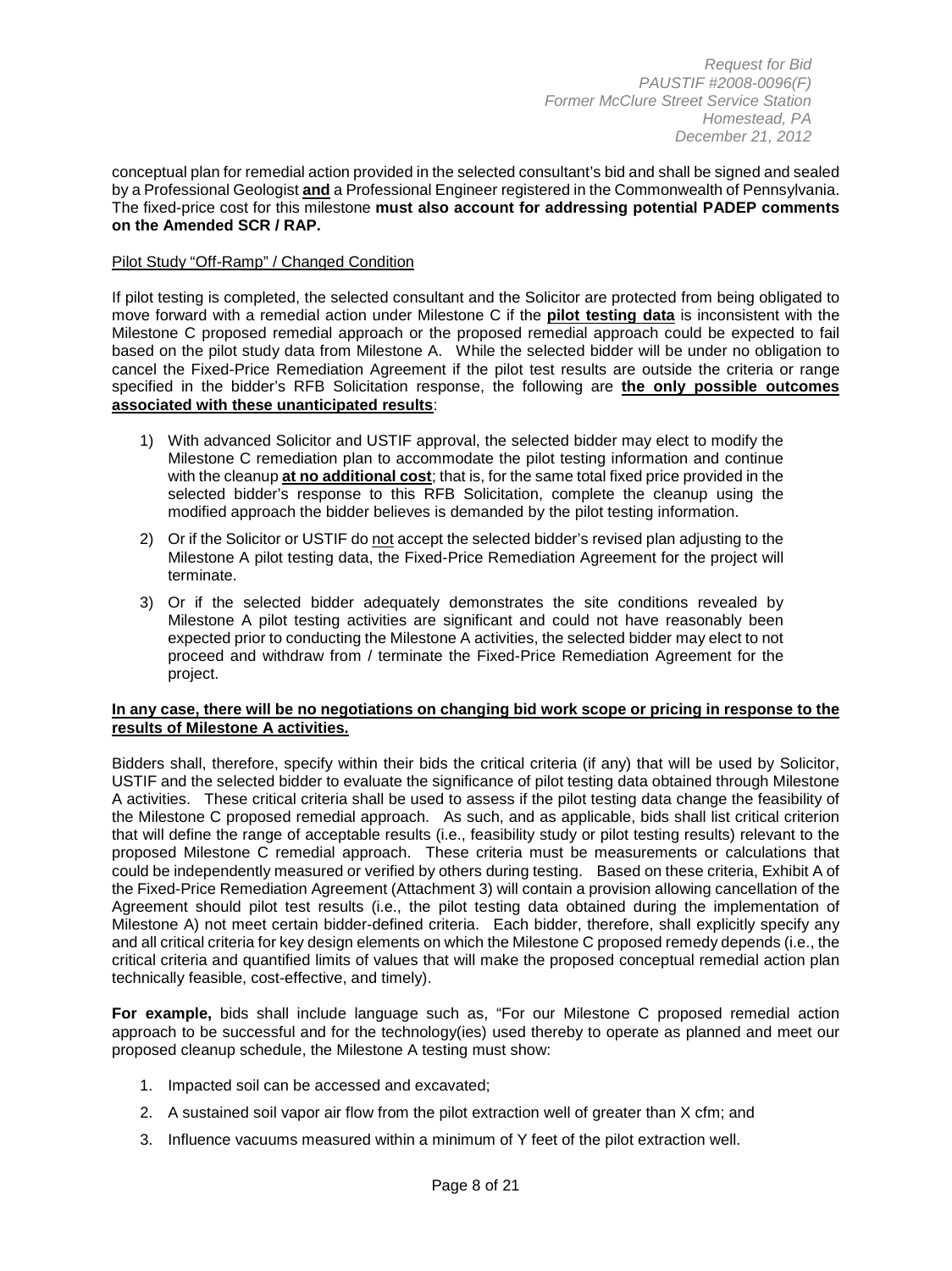conceptual plan for remedial action provided in the selected consultant's bid and shall be signed and sealed by a Professional Geologist **and** a Professional Engineer registered in the Commonwealth of Pennsylvania. The fixed-price cost for this milestone **must also account for addressing potential PADEP comments on the Amended SCR / RAP.**

Pilot Study "Off-Ramp" / Changed Condition

If pilot testing is completed, the selected consultant and the Solicitor are protected from being obligated to move forward with a remedial action under Milestone C if the **pilot testing data** is inconsistent with the Milestone C proposed remedial approach or the proposed remedial approach could be expected to fail based on the pilot study data from Milestone A. While the selected bidder will be under no obligation to cancel the Fixed-Price Remediation Agreement if the pilot test results are outside the criteria or range specified in the bidder's RFB Solicitation response, the following are **the only possible outcomes associated with these unanticipated results**:

1) With advanced Solicitor and USTIF approval, the selected bidder may elect to modify the Milestone C remediation plan to accommodate the pilot testing information and continue with the cleanup **at no additional cost**; that is, for the same total fixed price provided in the selected bidder's response to this RFB Solicitation, complete the cleanup using the modified approach the bidder believes is demanded by the pilot testing information.
2) Or if the Solicitor or USTIF do not accept the selected bidder's revised plan adjusting to the Milestone A pilot testing data, the Fixed-Price Remediation Agreement for the project will terminate.
3) Or if the selected bidder adequately demonstrates the site conditions revealed by Milestone A pilot testing activities are significant and could not have reasonably been expected prior to conducting the Milestone A activities, the selected bidder may elect to not proceed and withdraw from / terminate the Fixed-Price Remediation Agreement for the project.

**In any case, there will be no negotiations on changing bid work scope or pricing in response to the results of Milestone A activities.**

Bidders shall, therefore, specify within their bids the critical criteria (if any) that will be used by Solicitor, USTIF and the selected bidder to evaluate the significance of pilot testing data obtained through Milestone A activities. These critical criteria shall be used to assess if the pilot testing data change the feasibility of the Milestone C proposed remedial approach. As such, and as applicable, bids shall list critical criterion that will define the range of acceptable results (i.e., feasibility study or pilot testing results) relevant to the proposed Milestone C remedial approach. These criteria must be measurements or calculations that could be independently measured or verified by others during testing. Based on these criteria, Exhibit A of the Fixed-Price Remediation Agreement (Attachment 3) will contain a provision allowing cancellation of the Agreement should pilot test results (i.e., the pilot testing data obtained during the implementation of Milestone A) not meet certain bidder-defined criteria. Each bidder, therefore, shall explicitly specify any and all critical criteria for key design elements on which the Milestone C proposed remedy depends (i.e., the critical criteria and quantified limits of values that will make the proposed conceptual remedial action plan technically feasible, cost-effective, and timely).

**For example,** bids shall include language such as, "For our Milestone C proposed remedial action approach to be successful and for the technology(ies) used thereby to operate as planned and meet our proposed cleanup schedule, the Milestone A testing must show:

1. Impacted soil can be accessed and excavated;
2. A sustained soil vapor air flow from the pilot extraction well of greater than X cfm; and
3. Influence vacuums measured within a minimum of Y feet of the pilot extraction well.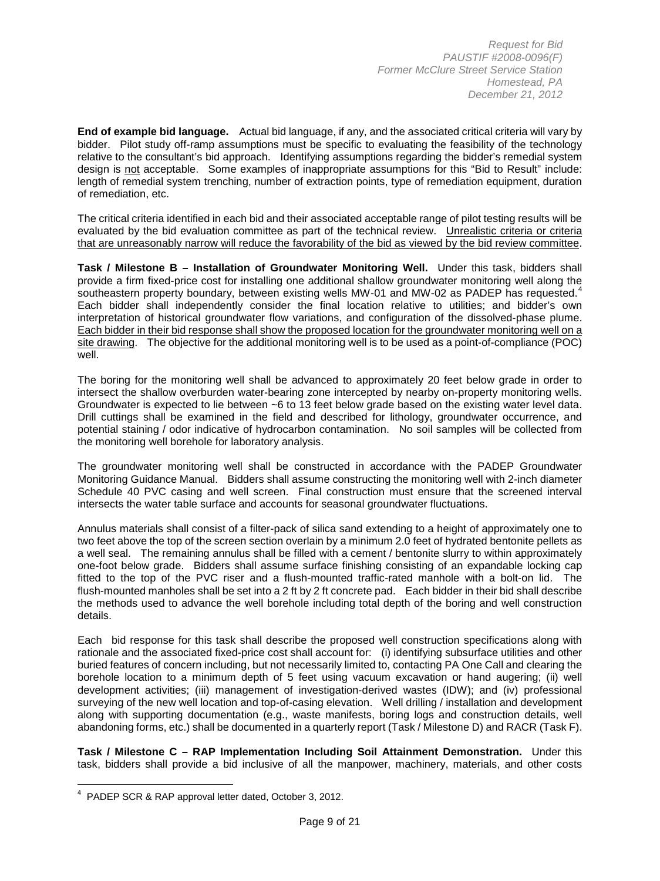**End of example bid language.** Actual bid language, if any, and the associated critical criteria will vary by bidder. Pilot study off-ramp assumptions must be specific to evaluating the feasibility of the technology relative to the consultant's bid approach. Identifying assumptions regarding the bidder's remedial system design is not acceptable. Some examples of inappropriate assumptions for this "Bid to Result" include: length of remedial system trenching, number of extraction points, type of remediation equipment, duration of remediation, etc.

The critical criteria identified in each bid and their associated acceptable range of pilot testing results will be evaluated by the bid evaluation committee as part of the technical review. Unrealistic criteria or criteria that are unreasonably narrow will reduce the favorability of the bid as viewed by the bid review committee.

**Task / Milestone B – Installation of Groundwater Monitoring Well.** Under this task, bidders shall provide a firm fixed-price cost for installing one additional shallow groundwater monitoring well along the southeastern property boundary, between existing wells MW-01 and MW-02 as PADEP has requested.[4] Each bidder shall independently consider the final location relative to utilities; and bidder's own interpretation of historical groundwater flow variations, and configuration of the dissolved-phase plume. Each bidder in their bid response shall show the proposed location for the groundwater monitoring well on a site drawing. The objective for the additional monitoring well is to be used as a point-of-compliance (POC) well.

The boring for the monitoring well shall be advanced to approximately 20 feet below grade in order to intersect the shallow overburden water-bearing zone intercepted by nearby on-property monitoring wells. Groundwater is expected to lie between ~6 to 13 feet below grade based on the existing water level data. Drill cuttings shall be examined in the field and described for lithology, groundwater occurrence, and potential staining / odor indicative of hydrocarbon contamination. No soil samples will be collected from the monitoring well borehole for laboratory analysis.

The groundwater monitoring well shall be constructed in accordance with the PADEP Groundwater Monitoring Guidance Manual. Bidders shall assume constructing the monitoring well with 2-inch diameter Schedule 40 PVC casing and well screen. Final construction must ensure that the screened interval intersects the water table surface and accounts for seasonal groundwater fluctuations.

Annulus materials shall consist of a filter-pack of silica sand extending to a height of approximately one to two feet above the top of the screen section overlain by a minimum 2.0 feet of hydrated bentonite pellets as a well seal. The remaining annulus shall be filled with a cement / bentonite slurry to within approximately one-foot below grade. Bidders shall assume surface finishing consisting of an expandable locking cap fitted to the top of the PVC riser and a flush-mounted traffic-rated manhole with a bolt-on lid. The flush-mounted manholes shall be set into a 2 ft by 2 ft concrete pad. Each bidder in their bid shall describe the methods used to advance the well borehole including total depth of the boring and well construction details.

Each bid response for this task shall describe the proposed well construction specifications along with rationale and the associated fixed-price cost shall account for: (i) identifying subsurface utilities and other buried features of concern including, but not necessarily limited to, contacting PA One Call and clearing the borehole location to a minimum depth of 5 feet using vacuum excavation or hand augering; (ii) well development activities; (iii) management of investigation-derived wastes (IDW); and (iv) professional surveying of the new well location and top-of-casing elevation. Well drilling / installation and development along with supporting documentation (e.g., waste manifests, boring logs and construction details, well abandoning forms, etc.) shall be documented in a quarterly report (Task / Milestone D) and RACR (Task F).

**Task / Milestone C – RAP Implementation Including Soil Attainment Demonstration.** Under this task, bidders shall provide a bid inclusive of all the manpower, machinery, materials, and other costs

[4] PADEP SCR & RAP approval letter dated, October 3, 2012.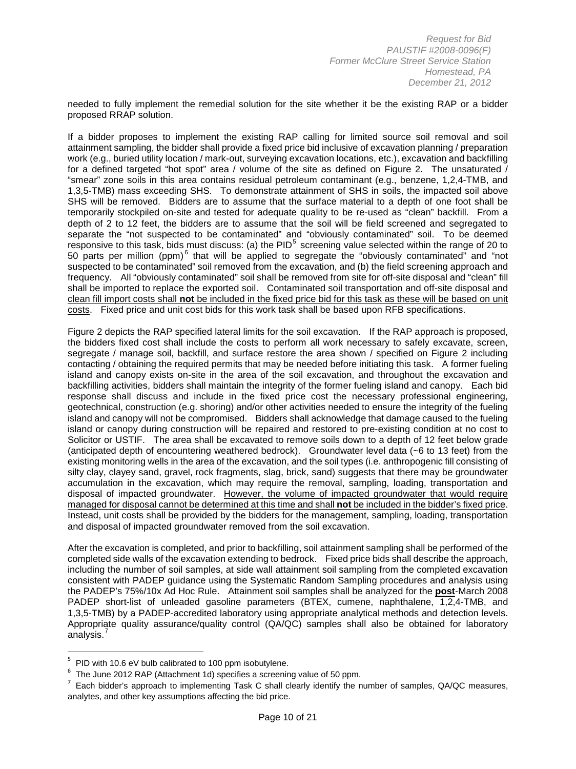needed to fully implement the remedial solution for the site whether it be the existing RAP or a bidder proposed RRAP solution.

If a bidder proposes to implement the existing RAP calling for limited source soil removal and soil attainment sampling, the bidder shall provide a fixed price bid inclusive of excavation planning / preparation work (e.g., buried utility location / mark-out, surveying excavation locations, etc.), excavation and backfilling for a defined targeted "hot spot" area / volume of the site as defined on Figure 2. The unsaturated / "smear" zone soils in this area contains residual petroleum contaminant (e.g., benzene, 1,2,4-TMB, and 1,3,5-TMB) mass exceeding SHS. To demonstrate attainment of SHS in soils, the impacted soil above SHS will be removed. Bidders are to assume that the surface material to a depth of one foot shall be temporarily stockpiled on-site and tested for adequate quality to be re-used as "clean" backfill. From a depth of 2 to 12 feet, the bidders are to assume that the soil will be field screened and segregated to separate the "not suspected to be contaminated" and "obviously contaminated" soil. To be deemed responsive to this task, bids must discuss: (a) the PID[5] screening value selected within the range of 20 to 50 parts per million (ppm)[6] that will be applied to segregate the "obviously contaminated" and "not suspected to be contaminated" soil removed from the excavation, and (b) the field screening approach and frequency. All "obviously contaminated" soil shall be removed from site for off-site disposal and "clean" fill shall be imported to replace the exported soil. <u>Contaminated soil transportation and off-site disposal and clean fill import costs shall **not** be included in the fixed price bid for this task as these will be based on unit costs</u>. Fixed price and unit cost bids for this work task shall be based upon RFB specifications.

Figure 2 depicts the RAP specified lateral limits for the soil excavation. If the RAP approach is proposed, the bidders fixed cost shall include the costs to perform all work necessary to safely excavate, screen, segregate / manage soil, backfill, and surface restore the area shown / specified on Figure 2 including contacting / obtaining the required permits that may be needed before initiating this task. A former fueling island and canopy exists on-site in the area of the soil excavation, and throughout the excavation and backfilling activities, bidders shall maintain the integrity of the former fueling island and canopy. Each bid response shall discuss and include in the fixed price cost the necessary professional engineering, geotechnical, construction (e.g. shoring) and/or other activities needed to ensure the integrity of the fueling island and canopy will not be compromised. Bidders shall acknowledge that damage caused to the fueling island or canopy during construction will be repaired and restored to pre-existing condition at no cost to Solicitor or USTIF. The area shall be excavated to remove soils down to a depth of 12 feet below grade (anticipated depth of encountering weathered bedrock). Groundwater level data (~6 to 13 feet) from the existing monitoring wells in the area of the excavation, and the soil types (i.e. anthropogenic fill consisting of silty clay, clayey sand, gravel, rock fragments, slag, brick, sand) suggests that there may be groundwater accumulation in the excavation, which may require the removal, sampling, loading, transportation and disposal of impacted groundwater. <u>However, the volume of impacted groundwater that would require managed for disposal cannot be determined at this time and shall **not** be included in the bidder's fixed price</u>. Instead, unit costs shall be provided by the bidders for the management, sampling, loading, transportation and disposal of impacted groundwater removed from the soil excavation.

After the excavation is completed, and prior to backfilling, soil attainment sampling shall be performed of the completed side walls of the excavation extending to bedrock. Fixed price bids shall describe the approach, including the number of soil samples, at side wall attainment soil sampling from the completed excavation consistent with PADEP guidance using the Systematic Random Sampling procedures and analysis using the PADEP's 75%/10x Ad Hoc Rule. Attainment soil samples shall be analyzed for the <u>**post**</u>-March 2008 PADEP short-list of unleaded gasoline parameters (BTEX, cumene, naphthalene, 1,2,4-TMB, and 1,3,5-TMB) by a PADEP-accredited laboratory using appropriate analytical methods and detection levels. Appropriate quality assurance/quality control (QA/QC) samples shall also be obtained for laboratory analysis.[7]

---

[5] PID with 10.6 eV bulb calibrated to 100 ppm isobutylene.

[6] The June 2012 RAP (Attachment 1d) specifies a screening value of 50 ppm.

[7] Each bidder's approach to implementing Task C shall clearly identify the number of samples, QA/QC measures, analytes, and other key assumptions affecting the bid price.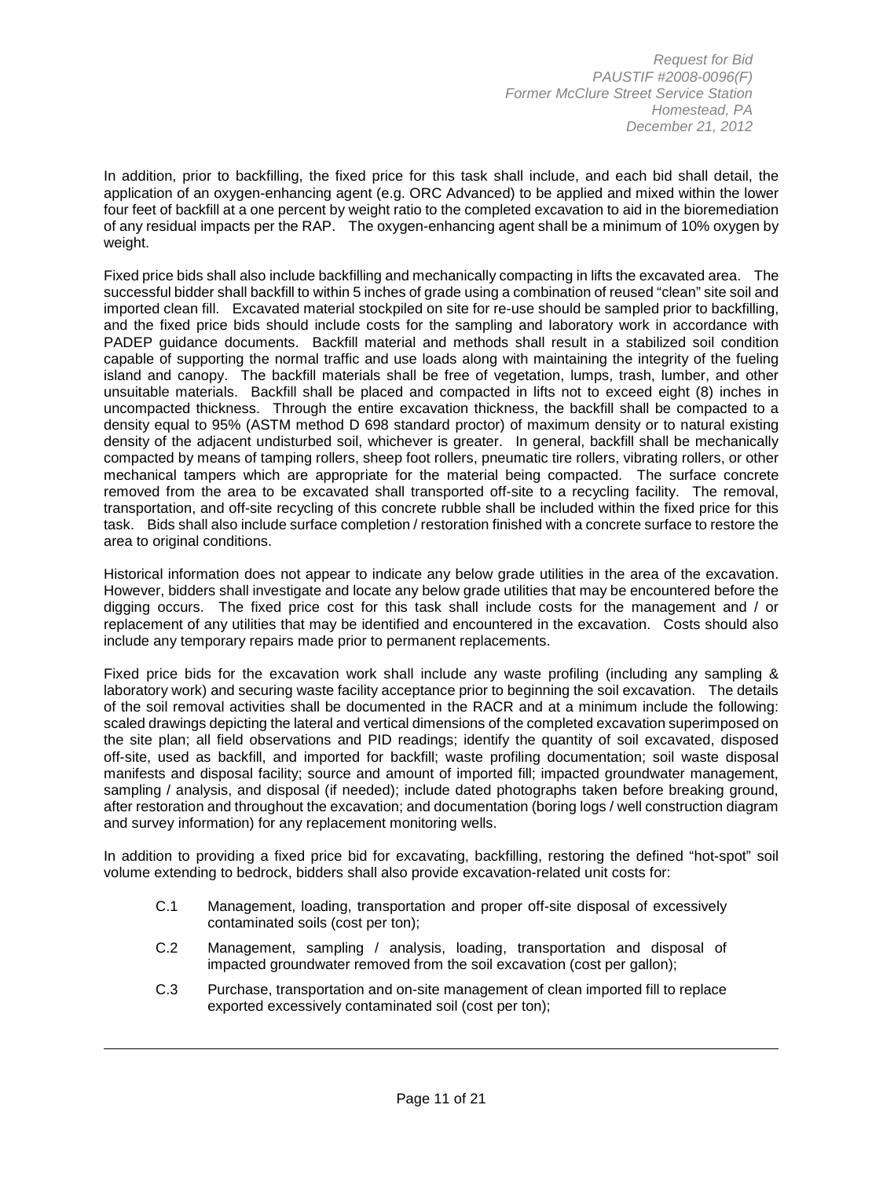In addition, prior to backfilling, the fixed price for this task shall include, and each bid shall detail, the application of an oxygen-enhancing agent (e.g. ORC Advanced) to be applied and mixed within the lower four feet of backfill at a one percent by weight ratio to the completed excavation to aid in the bioremediation of any residual impacts per the RAP. The oxygen-enhancing agent shall be a minimum of 10% oxygen by weight.

Fixed price bids shall also include backfilling and mechanically compacting in lifts the excavated area. The successful bidder shall backfill to within 5 inches of grade using a combination of reused "clean" site soil and imported clean fill. Excavated material stockpiled on site for re-use should be sampled prior to backfilling, and the fixed price bids should include costs for the sampling and laboratory work in accordance with PADEP guidance documents. Backfill material and methods shall result in a stabilized soil condition capable of supporting the normal traffic and use loads along with maintaining the integrity of the fueling island and canopy. The backfill materials shall be free of vegetation, lumps, trash, lumber, and other unsuitable materials. Backfill shall be placed and compacted in lifts not to exceed eight (8) inches in uncompacted thickness. Through the entire excavation thickness, the backfill shall be compacted to a density equal to 95% (ASTM method D 698 standard proctor) of maximum density or to natural existing density of the adjacent undisturbed soil, whichever is greater. In general, backfill shall be mechanically compacted by means of tamping rollers, sheep foot rollers, pneumatic tire rollers, vibrating rollers, or other mechanical tampers which are appropriate for the material being compacted. The surface concrete removed from the area to be excavated shall transported off-site to a recycling facility. The removal, transportation, and off-site recycling of this concrete rubble shall be included within the fixed price for this task. Bids shall also include surface completion / restoration finished with a concrete surface to restore the area to original conditions.

Historical information does not appear to indicate any below grade utilities in the area of the excavation. However, bidders shall investigate and locate any below grade utilities that may be encountered before the digging occurs. The fixed price cost for this task shall include costs for the management and / or replacement of any utilities that may be identified and encountered in the excavation. Costs should also include any temporary repairs made prior to permanent replacements.

Fixed price bids for the excavation work shall include any waste profiling (including any sampling & laboratory work) and securing waste facility acceptance prior to beginning the soil excavation. The details of the soil removal activities shall be documented in the RACR and at a minimum include the following: scaled drawings depicting the lateral and vertical dimensions of the completed excavation superimposed on the site plan; all field observations and PID readings; identify the quantity of soil excavated, disposed off-site, used as backfill, and imported for backfill; waste profiling documentation; soil waste disposal manifests and disposal facility; source and amount of imported fill; impacted groundwater management, sampling / analysis, and disposal (if needed); include dated photographs taken before breaking ground, after restoration and throughout the excavation; and documentation (boring logs / well construction diagram and survey information) for any replacement monitoring wells.

In addition to providing a fixed price bid for excavating, backfilling, restoring the defined "hot-spot" soil volume extending to bedrock, bidders shall also provide excavation-related unit costs for:

- C.1 Management, loading, transportation and proper off-site disposal of excessively contaminated soils (cost per ton);
- C.2 Management, sampling / analysis, loading, transportation and disposal of impacted groundwater removed from the soil excavation (cost per gallon);
- C.3 Purchase, transportation and on-site management of clean imported fill to replace exported excessively contaminated soil (cost per ton);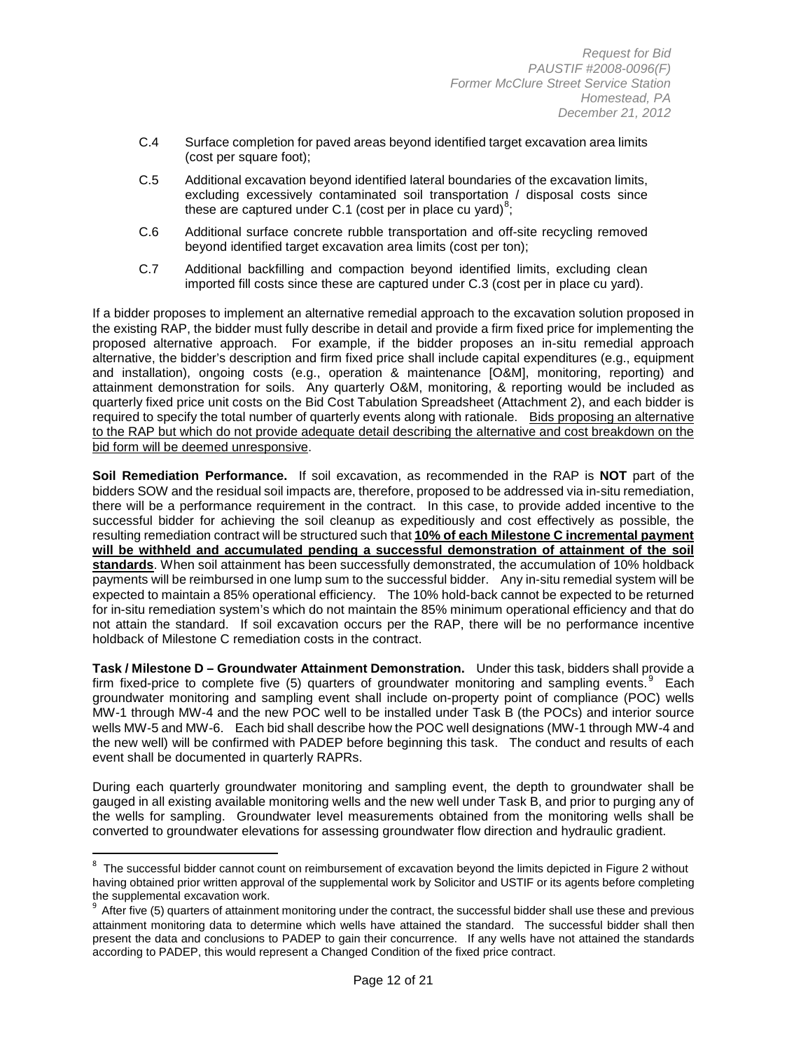C.4 Surface completion for paved areas beyond identified target excavation area limits (cost per square foot);

C.5 Additional excavation beyond identified lateral boundaries of the excavation limits, excluding excessively contaminated soil transportation / disposal costs since these are captured under C.1 (cost per in place cu yard)[8];

C.6 Additional surface concrete rubble transportation and off-site recycling removed beyond identified target excavation area limits (cost per ton);

C.7 Additional backfilling and compaction beyond identified limits, excluding clean imported fill costs since these are captured under C.3 (cost per in place cu yard).

If a bidder proposes to implement an alternative remedial approach to the excavation solution proposed in the existing RAP, the bidder must fully describe in detail and provide a firm fixed price for implementing the proposed alternative approach. For example, if the bidder proposes an in-situ remedial approach alternative, the bidder's description and firm fixed price shall include capital expenditures (e.g., equipment and installation), ongoing costs (e.g., operation & maintenance [O&M], monitoring, reporting) and attainment demonstration for soils. Any quarterly O&M, monitoring, & reporting would be included as quarterly fixed price unit costs on the Bid Cost Tabulation Spreadsheet (Attachment 2), and each bidder is required to specify the total number of quarterly events along with rationale. Bids proposing an alternative to the RAP but which do not provide adequate detail describing the alternative and cost breakdown on the bid form will be deemed unresponsive.

**Soil Remediation Performance.** If soil excavation, as recommended in the RAP is **NOT** part of the bidders SOW and the residual soil impacts are, therefore, proposed to be addressed via in-situ remediation, there will be a performance requirement in the contract. In this case, to provide added incentive to the successful bidder for achieving the soil cleanup as expeditiously and cost effectively as possible, the resulting remediation contract will be structured such that **10% of each Milestone C incremental payment will be withheld and accumulated pending a successful demonstration of attainment of the soil standards**. When soil attainment has been successfully demonstrated, the accumulation of 10% holdback payments will be reimbursed in one lump sum to the successful bidder. Any in-situ remedial system will be expected to maintain a 85% operational efficiency. The 10% hold-back cannot be expected to be returned for in-situ remediation system's which do not maintain the 85% minimum operational efficiency and that do not attain the standard. If soil excavation occurs per the RAP, there will be no performance incentive holdback of Milestone C remediation costs in the contract.

**Task / Milestone D – Groundwater Attainment Demonstration.** Under this task, bidders shall provide a firm fixed-price to complete five (5) quarters of groundwater monitoring and sampling events.[9] Each groundwater monitoring and sampling event shall include on-property point of compliance (POC) wells MW-1 through MW-4 and the new POC well to be installed under Task B (the POCs) and interior source wells MW-5 and MW-6. Each bid shall describe how the POC well designations (MW-1 through MW-4 and the new well) will be confirmed with PADEP before beginning this task. The conduct and results of each event shall be documented in quarterly RAPRs.

During each quarterly groundwater monitoring and sampling event, the depth to groundwater shall be gauged in all existing available monitoring wells and the new well under Task B, and prior to purging any of the wells for sampling. Groundwater level measurements obtained from the monitoring wells shall be converted to groundwater elevations for assessing groundwater flow direction and hydraulic gradient.

[8] The successful bidder cannot count on reimbursement of excavation beyond the limits depicted in Figure 2 without having obtained prior written approval of the supplemental work by Solicitor and USTIF or its agents before completing the supplemental excavation work.

[9] After five (5) quarters of attainment monitoring under the contract, the successful bidder shall use these and previous attainment monitoring data to determine which wells have attained the standard. The successful bidder shall then present the data and conclusions to PADEP to gain their concurrence. If any wells have not attained the standards according to PADEP, this would represent a Changed Condition of the fixed price contract.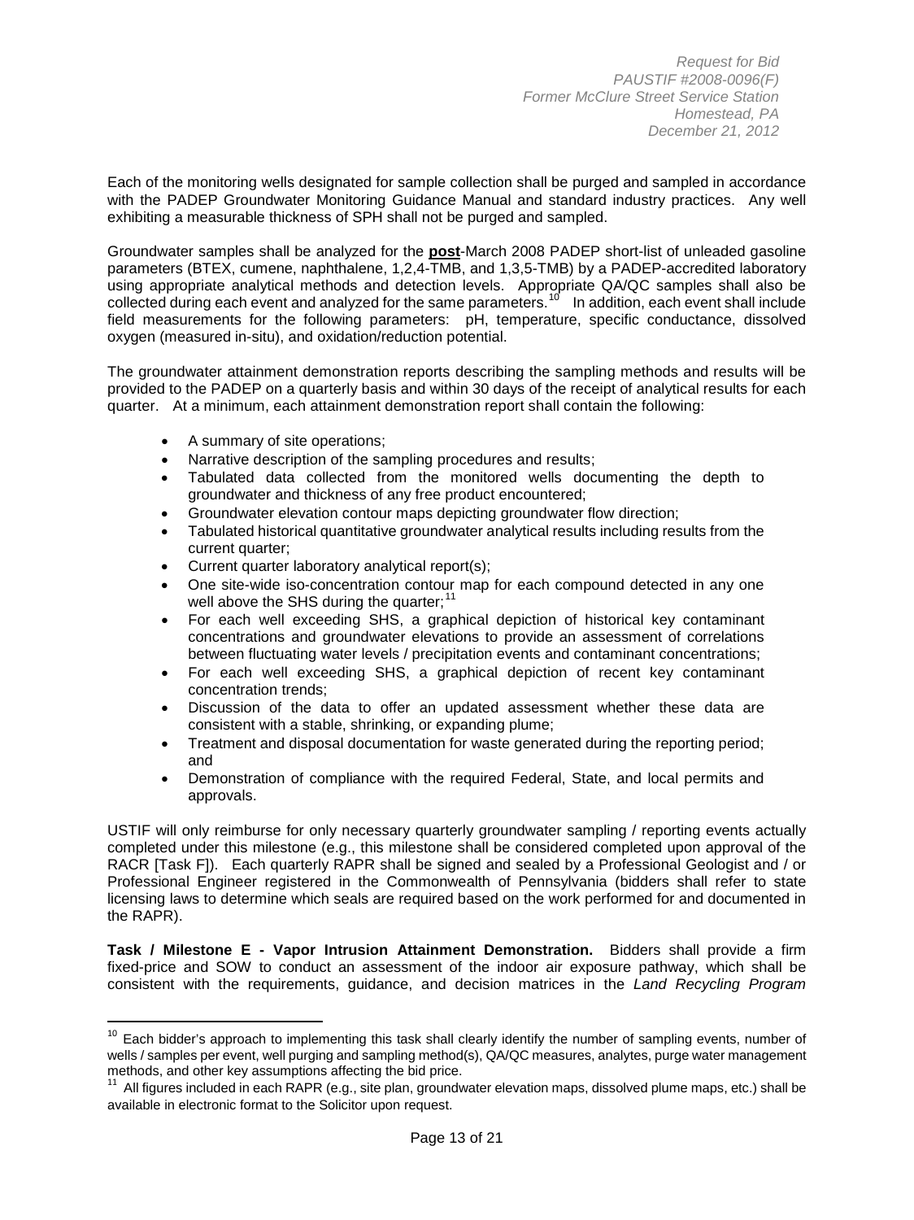Each of the monitoring wells designated for sample collection shall be purged and sampled in accordance with the PADEP Groundwater Monitoring Guidance Manual and standard industry practices. Any well exhibiting a measurable thickness of SPH shall not be purged and sampled.

Groundwater samples shall be analyzed for the **post**-March 2008 PADEP short-list of unleaded gasoline parameters (BTEX, cumene, naphthalene, 1,2,4-TMB, and 1,3,5-TMB) by a PADEP-accredited laboratory using appropriate analytical methods and detection levels. Appropriate QA/QC samples shall also be collected during each event and analyzed for the same parameters.[10] In addition, each event shall include field measurements for the following parameters: pH, temperature, specific conductance, dissolved oxygen (measured in-situ), and oxidation/reduction potential.

The groundwater attainment demonstration reports describing the sampling methods and results will be provided to the PADEP on a quarterly basis and within 30 days of the receipt of analytical results for each quarter. At a minimum, each attainment demonstration report shall contain the following:

- A summary of site operations;
- Narrative description of the sampling procedures and results;
- Tabulated data collected from the monitored wells documenting the depth to groundwater and thickness of any free product encountered;
- Groundwater elevation contour maps depicting groundwater flow direction;
- Tabulated historical quantitative groundwater analytical results including results from the current quarter;
- Current quarter laboratory analytical report(s);
- One site-wide iso-concentration contour map for each compound detected in any one well above the SHS during the quarter;[11]
- For each well exceeding SHS, a graphical depiction of historical key contaminant concentrations and groundwater elevations to provide an assessment of correlations between fluctuating water levels / precipitation events and contaminant concentrations;
- For each well exceeding SHS, a graphical depiction of recent key contaminant concentration trends;
- Discussion of the data to offer an updated assessment whether these data are consistent with a stable, shrinking, or expanding plume;
- Treatment and disposal documentation for waste generated during the reporting period; and
- Demonstration of compliance with the required Federal, State, and local permits and approvals.

USTIF will only reimburse for only necessary quarterly groundwater sampling / reporting events actually completed under this milestone (e.g., this milestone shall be considered completed upon approval of the RACR [Task F]). Each quarterly RAPR shall be signed and sealed by a Professional Geologist and / or Professional Engineer registered in the Commonwealth of Pennsylvania (bidders shall refer to state licensing laws to determine which seals are required based on the work performed for and documented in the RAPR).

**Task / Milestone E - Vapor Intrusion Attainment Demonstration.** Bidders shall provide a firm fixed-price and SOW to conduct an assessment of the indoor air exposure pathway, which shall be consistent with the requirements, guidance, and decision matrices in the *Land Recycling Program*

[10] Each bidder's approach to implementing this task shall clearly identify the number of sampling events, number of wells / samples per event, well purging and sampling method(s), QA/QC measures, analytes, purge water management methods, and other key assumptions affecting the bid price.

[11] All figures included in each RAPR (e.g., site plan, groundwater elevation maps, dissolved plume maps, etc.) shall be available in electronic format to the Solicitor upon request.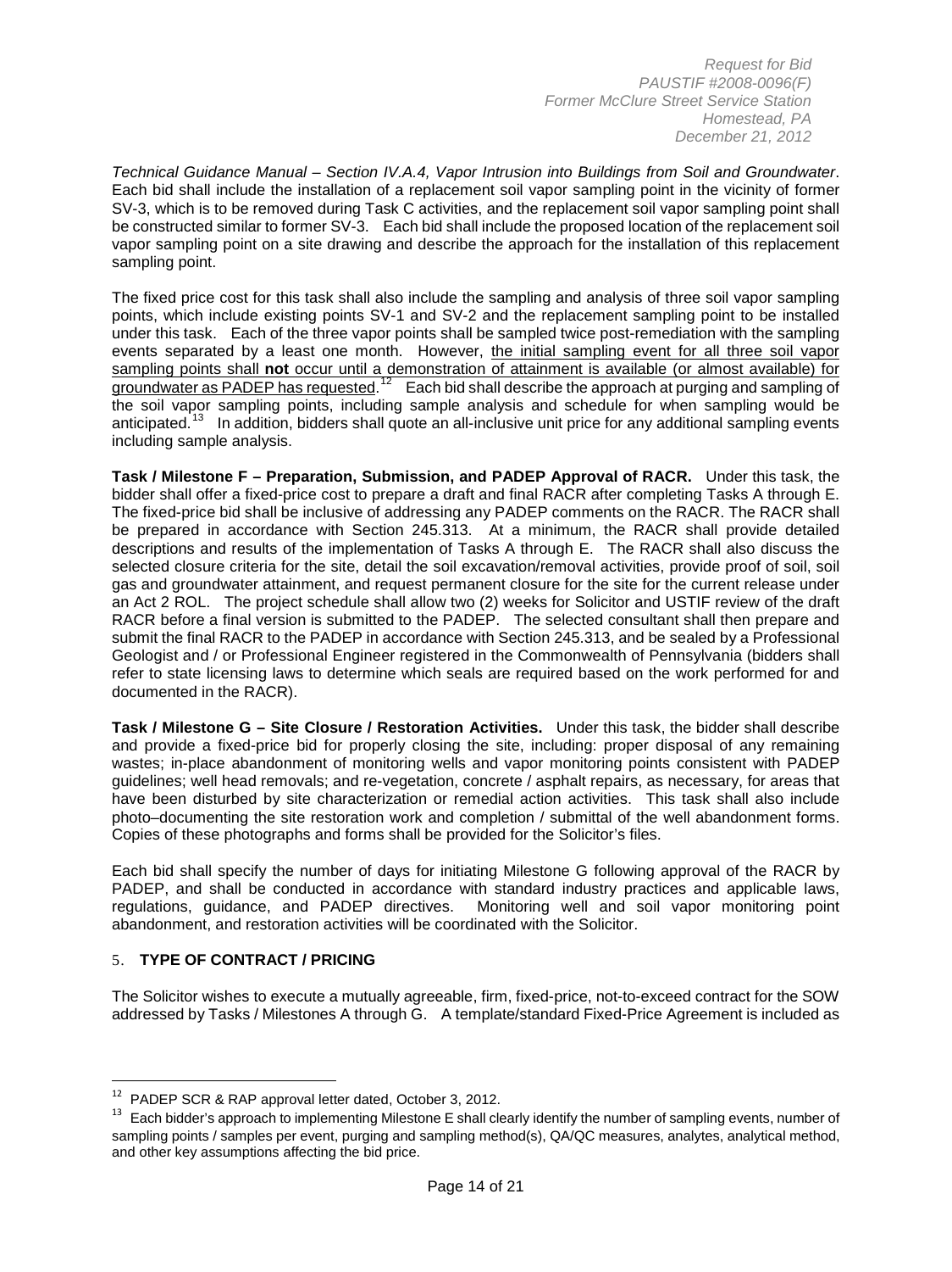*Technical Guidance Manual – Section IV.A.4, Vapor Intrusion into Buildings from Soil and Groundwater*. Each bid shall include the installation of a replacement soil vapor sampling point in the vicinity of former SV-3, which is to be removed during Task C activities, and the replacement soil vapor sampling point shall be constructed similar to former SV-3. Each bid shall include the proposed location of the replacement soil vapor sampling point on a site drawing and describe the approach for the installation of this replacement sampling point.

The fixed price cost for this task shall also include the sampling and analysis of three soil vapor sampling points, which include existing points SV-1 and SV-2 and the replacement sampling point to be installed under this task. Each of the three vapor points shall be sampled twice post-remediation with the sampling events separated by a least one month. However, <u>the initial sampling event for all three soil vapor sampling points shall **not** occur until a demonstration of attainment is available (or almost available) for groundwater as PADEP has requested</u>.[12] Each bid shall describe the approach at purging and sampling of the soil vapor sampling points, including sample analysis and schedule for when sampling would be anticipated.[13] In addition, bidders shall quote an all-inclusive unit price for any additional sampling events including sample analysis.

**Task / Milestone F – Preparation, Submission, and PADEP Approval of RACR.** Under this task, the bidder shall offer a fixed-price cost to prepare a draft and final RACR after completing Tasks A through E. The fixed-price bid shall be inclusive of addressing any PADEP comments on the RACR. The RACR shall be prepared in accordance with Section 245.313. At a minimum, the RACR shall provide detailed descriptions and results of the implementation of Tasks A through E. The RACR shall also discuss the selected closure criteria for the site, detail the soil excavation/removal activities, provide proof of soil, soil gas and groundwater attainment, and request permanent closure for the site for the current release under an Act 2 ROL. The project schedule shall allow two (2) weeks for Solicitor and USTIF review of the draft RACR before a final version is submitted to the PADEP. The selected consultant shall then prepare and submit the final RACR to the PADEP in accordance with Section 245.313, and be sealed by a Professional Geologist and / or Professional Engineer registered in the Commonwealth of Pennsylvania (bidders shall refer to state licensing laws to determine which seals are required based on the work performed for and documented in the RACR).

**Task / Milestone G – Site Closure / Restoration Activities.** Under this task, the bidder shall describe and provide a fixed-price bid for properly closing the site, including: proper disposal of any remaining wastes; in-place abandonment of monitoring wells and vapor monitoring points consistent with PADEP guidelines; well head removals; and re-vegetation, concrete / asphalt repairs, as necessary, for areas that have been disturbed by site characterization or remedial action activities. This task shall also include photo–documenting the site restoration work and completion / submittal of the well abandonment forms. Copies of these photographs and forms shall be provided for the Solicitor's files.

Each bid shall specify the number of days for initiating Milestone G following approval of the RACR by PADEP, and shall be conducted in accordance with standard industry practices and applicable laws, regulations, guidance, and PADEP directives. Monitoring well and soil vapor monitoring point abandonment, and restoration activities will be coordinated with the Solicitor.

## 5. TYPE OF CONTRACT / PRICING

The Solicitor wishes to execute a mutually agreeable, firm, fixed-price, not-to-exceed contract for the SOW addressed by Tasks / Milestones A through G. A template/standard Fixed-Price Agreement is included as

---

[12] PADEP SCR & RAP approval letter dated, October 3, 2012.

[13] Each bidder's approach to implementing Milestone E shall clearly identify the number of sampling events, number of sampling points / samples per event, purging and sampling method(s), QA/QC measures, analytes, analytical method, and other key assumptions affecting the bid price.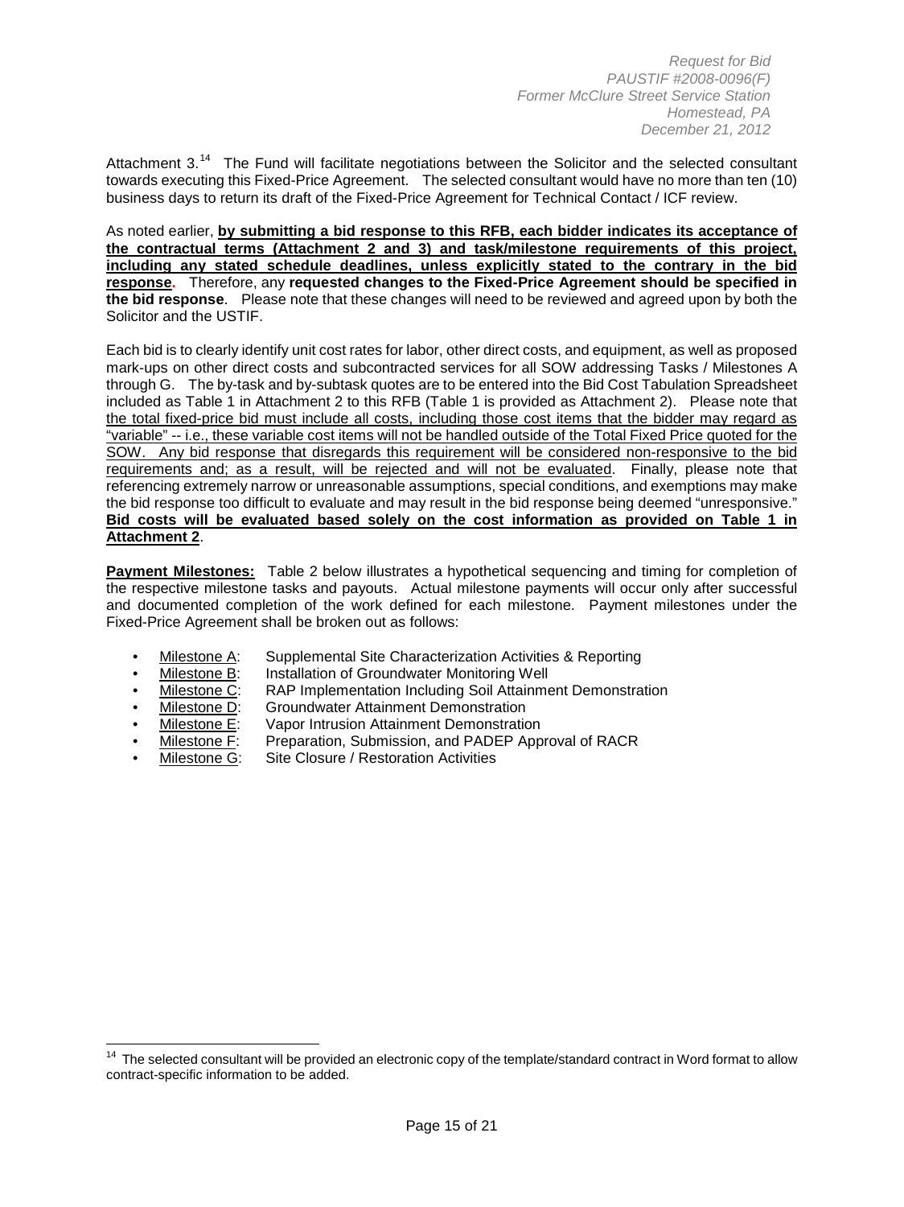Attachment 3.[14] The Fund will facilitate negotiations between the Solicitor and the selected consultant towards executing this Fixed-Price Agreement. The selected consultant would have no more than ten (10) business days to return its draft of the Fixed-Price Agreement for Technical Contact / ICF review.

As noted earlier, **by submitting a bid response to this RFB, each bidder indicates its acceptance of the contractual terms (Attachment 2 and 3) and task/milestone requirements of this project, including any stated schedule deadlines, unless explicitly stated to the contrary in the bid response.** Therefore, any **requested changes to the Fixed-Price Agreement should be specified in the bid response**. Please note that these changes will need to be reviewed and agreed upon by both the Solicitor and the USTIF.

Each bid is to clearly identify unit cost rates for labor, other direct costs, and equipment, as well as proposed mark-ups on other direct costs and subcontracted services for all SOW addressing Tasks / Milestones A through G. The by-task and by-subtask quotes are to be entered into the Bid Cost Tabulation Spreadsheet included as Table 1 in Attachment 2 to this RFB (Table 1 is provided as Attachment 2). Please note that the total fixed-price bid must include all costs, including those cost items that the bidder may regard as "variable" -- i.e., these variable cost items will not be handled outside of the Total Fixed Price quoted for the SOW. Any bid response that disregards this requirement will be considered non-responsive to the bid requirements and; as a result, will be rejected and will not be evaluated. Finally, please note that referencing extremely narrow or unreasonable assumptions, special conditions, and exemptions may make the bid response too difficult to evaluate and may result in the bid response being deemed "unresponsive." **Bid costs will be evaluated based solely on the cost information as provided on Table 1 in Attachment 2**.

**Payment Milestones:** Table 2 below illustrates a hypothetical sequencing and timing for completion of the respective milestone tasks and payouts. Actual milestone payments will occur only after successful and documented completion of the work defined for each milestone. Payment milestones under the Fixed-Price Agreement shall be broken out as follows:

- Milestone A: Supplemental Site Characterization Activities & Reporting
- Milestone B: Installation of Groundwater Monitoring Well
- Milestone C: RAP Implementation Including Soil Attainment Demonstration
- Milestone D: Groundwater Attainment Demonstration
- Milestone E: Vapor Intrusion Attainment Demonstration
- Milestone F: Preparation, Submission, and PADEP Approval of RACR
- Milestone G: Site Closure / Restoration Activities

[14] The selected consultant will be provided an electronic copy of the template/standard contract in Word format to allow contract-specific information to be added.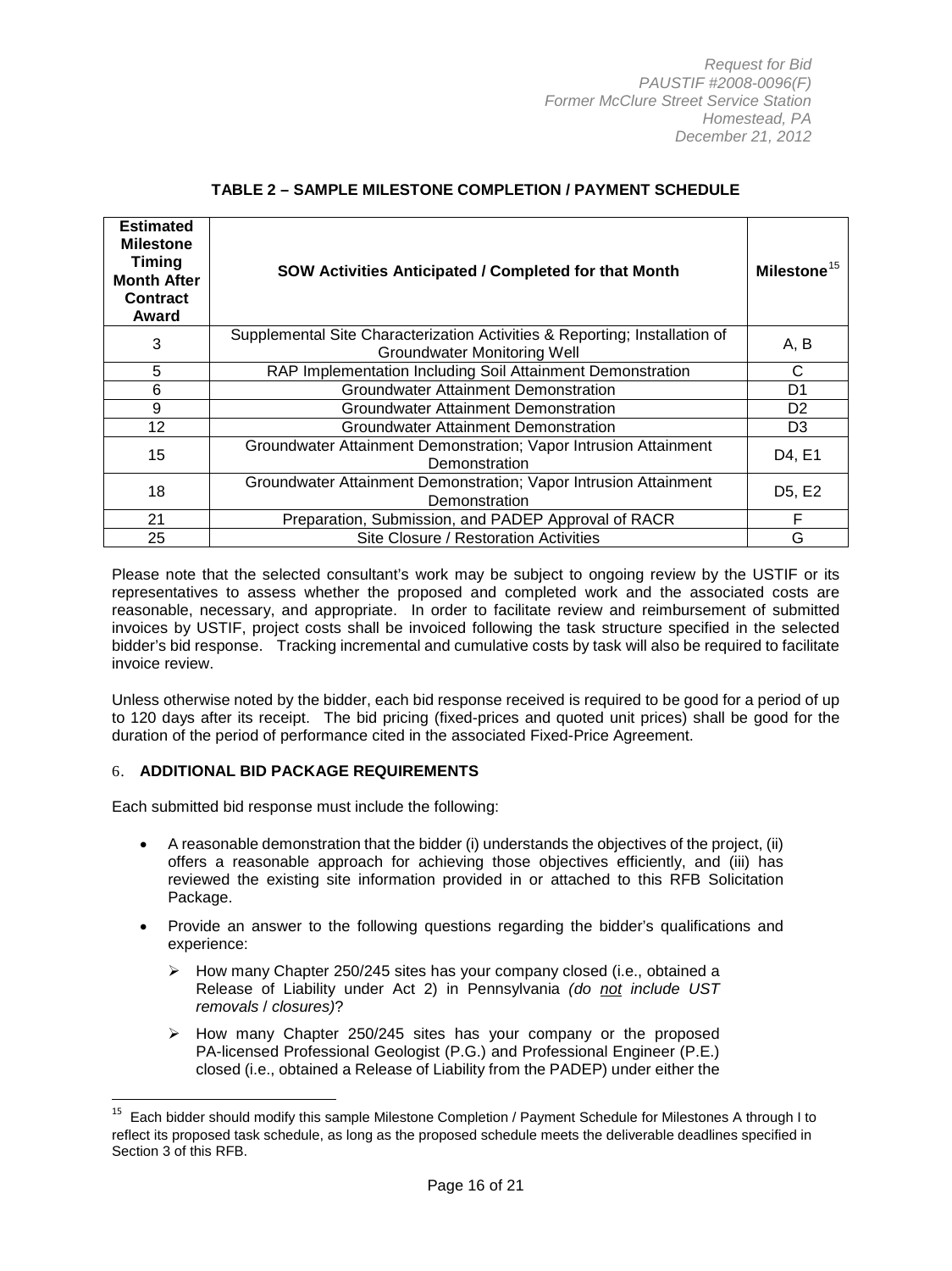**TABLE 2 – SAMPLE MILESTONE COMPLETION / PAYMENT SCHEDULE**

| Estimated Milestone Timing Month After Contract Award | SOW Activities Anticipated / Completed for that Month | Milestone[15] |
|---|---|---|
| 3 | Supplemental Site Characterization Activities & Reporting; Installation of Groundwater Monitoring Well | A, B |
| 5 | RAP Implementation Including Soil Attainment Demonstration | C |
| 6 | Groundwater Attainment Demonstration | D1 |
| 9 | Groundwater Attainment Demonstration | D2 |
| 12 | Groundwater Attainment Demonstration | D3 |
| 15 | Groundwater Attainment Demonstration; Vapor Intrusion Attainment Demonstration | D4, E1 |
| 18 | Groundwater Attainment Demonstration; Vapor Intrusion Attainment Demonstration | D5, E2 |
| 21 | Preparation, Submission, and PADEP Approval of RACR | F |
| 25 | Site Closure / Restoration Activities | G |

Please note that the selected consultant's work may be subject to ongoing review by the USTIF or its representatives to assess whether the proposed and completed work and the associated costs are reasonable, necessary, and appropriate. In order to facilitate review and reimbursement of submitted invoices by USTIF, project costs shall be invoiced following the task structure specified in the selected bidder's bid response. Tracking incremental and cumulative costs by task will also be required to facilitate invoice review.

Unless otherwise noted by the bidder, each bid response received is required to be good for a period of up to 120 days after its receipt. The bid pricing (fixed-prices and quoted unit prices) shall be good for the duration of the period of performance cited in the associated Fixed-Price Agreement.

## 6. ADDITIONAL BID PACKAGE REQUIREMENTS

Each submitted bid response must include the following:

- A reasonable demonstration that the bidder (i) understands the objectives of the project, (ii) offers a reasonable approach for achieving those objectives efficiently, and (iii) has reviewed the existing site information provided in or attached to this RFB Solicitation Package.
- Provide an answer to the following questions regarding the bidder's qualifications and experience:
  - How many Chapter 250/245 sites has your company closed (i.e., obtained a Release of Liability under Act 2) in Pennsylvania *(do not include UST removals / closures)*?
  - How many Chapter 250/245 sites has your company or the proposed PA-licensed Professional Geologist (P.G.) and Professional Engineer (P.E.) closed (i.e., obtained a Release of Liability from the PADEP) under either the

[15] Each bidder should modify this sample Milestone Completion / Payment Schedule for Milestones A through I to reflect its proposed task schedule, as long as the proposed schedule meets the deliverable deadlines specified in Section 3 of this RFB.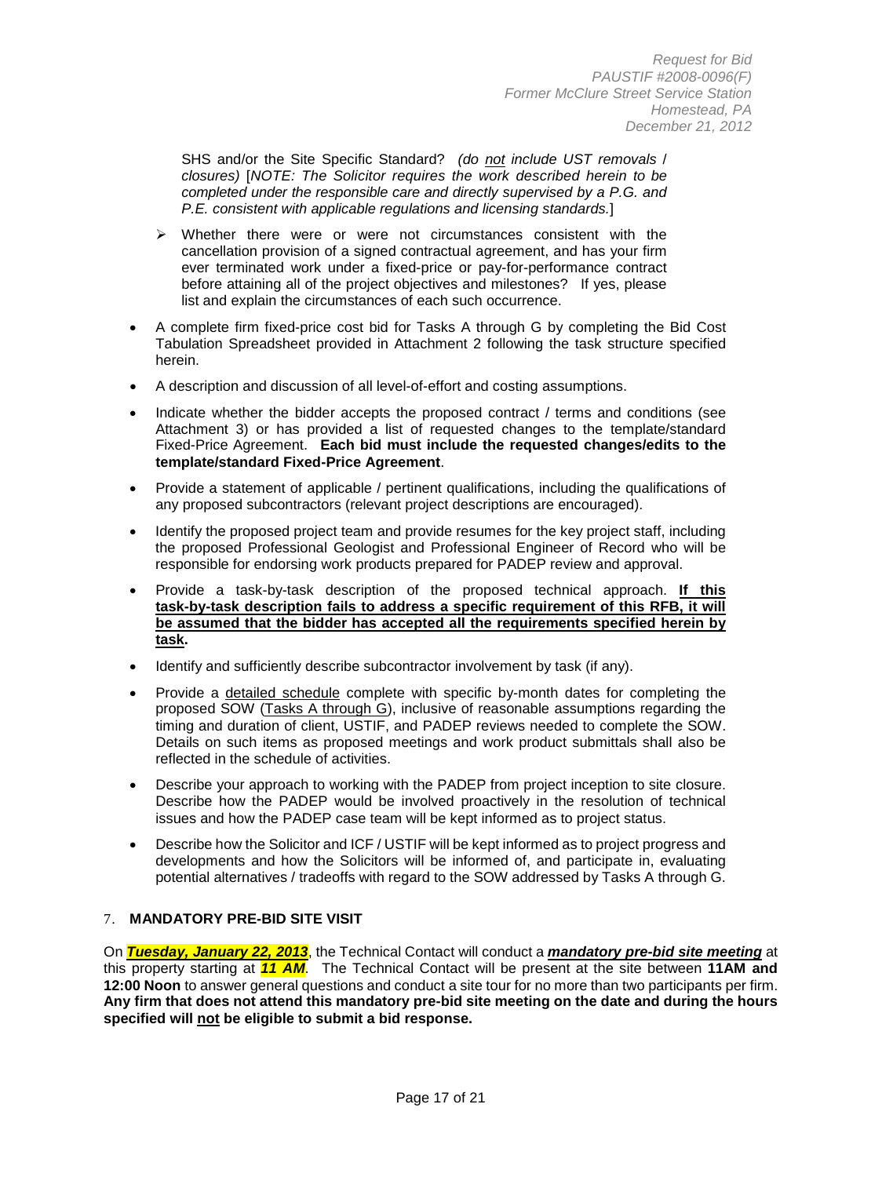SHS and/or the Site Specific Standard? *(do <u>not</u> include UST removals / closures)* [*NOTE: The Solicitor requires the work described herein to be completed under the responsible care and directly supervised by a P.G. and P.E. consistent with applicable regulations and licensing standards.*]

- Whether there were or were not circumstances consistent with the cancellation provision of a signed contractual agreement, and has your firm ever terminated work under a fixed-price or pay-for-performance contract before attaining all of the project objectives and milestones? If yes, please list and explain the circumstances of each such occurrence.

- A complete firm fixed-price cost bid for Tasks A through G by completing the Bid Cost Tabulation Spreadsheet provided in Attachment 2 following the task structure specified herein.
- A description and discussion of all level-of-effort and costing assumptions.
- Indicate whether the bidder accepts the proposed contract / terms and conditions (see Attachment 3) or has provided a list of requested changes to the template/standard Fixed-Price Agreement. **Each bid must include the requested changes/edits to the template/standard Fixed-Price Agreement**.
- Provide a statement of applicable / pertinent qualifications, including the qualifications of any proposed subcontractors (relevant project descriptions are encouraged).
- Identify the proposed project team and provide resumes for the key project staff, including the proposed Professional Geologist and Professional Engineer of Record who will be responsible for endorsing work products prepared for PADEP review and approval.
- Provide a task-by-task description of the proposed technical approach. **<u>If this task-by-task description fails to address a specific requirement of this RFB, it will be assumed that the bidder has accepted all the requirements specified herein by task</u>.**
- Identify and sufficiently describe subcontractor involvement by task (if any).
- Provide a <u>detailed schedule</u> complete with specific by-month dates for completing the proposed SOW (<u>Tasks A through G</u>), inclusive of reasonable assumptions regarding the timing and duration of client, USTIF, and PADEP reviews needed to complete the SOW. Details on such items as proposed meetings and work product submittals shall also be reflected in the schedule of activities.
- Describe your approach to working with the PADEP from project inception to site closure. Describe how the PADEP would be involved proactively in the resolution of technical issues and how the PADEP case team will be kept informed as to project status.
- Describe how the Solicitor and ICF / USTIF will be kept informed as to project progress and developments and how the Solicitors will be informed of, and participate in, evaluating potential alternatives / tradeoffs with regard to the SOW addressed by Tasks A through G.

## 7. MANDATORY PRE-BID SITE VISIT

On ***<u>Tuesday, January 22, 2013</u>***, the Technical Contact will conduct a ***<u>mandatory pre-bid site meeting</u>*** at this property starting at ***11 AM***. The Technical Contact will be present at the site between **11AM and 12:00 Noon** to answer general questions and conduct a site tour for no more than two participants per firm. **Any firm that does not attend this mandatory pre-bid site meeting on the date and during the hours specified will <u>not</u> be eligible to submit a bid response.**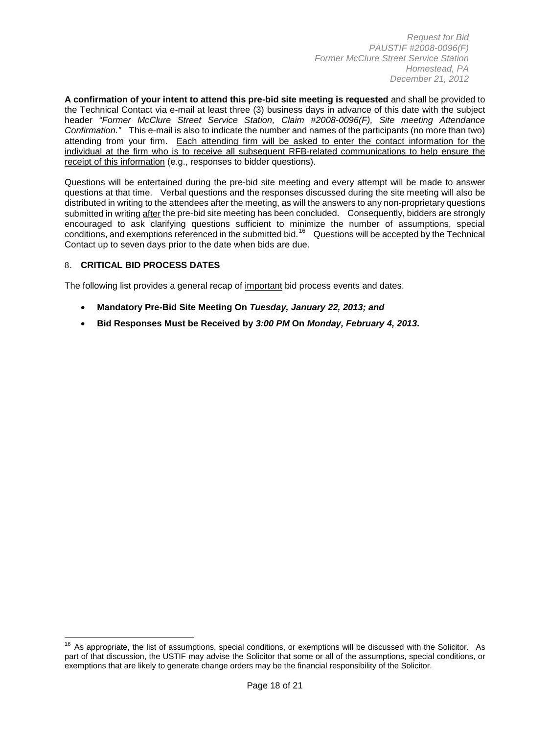**A confirmation of your intent to attend this pre-bid site meeting is requested** and shall be provided to the Technical Contact via e-mail at least three (3) business days in advance of this date with the subject header *"Former McClure Street Service Station, Claim #2008-0096(F), Site meeting Attendance Confirmation."* This e-mail is also to indicate the number and names of the participants (no more than two) attending from your firm. Each attending firm will be asked to enter the contact information for the individual at the firm who is to receive all subsequent RFB-related communications to help ensure the receipt of this information (e.g., responses to bidder questions).

Questions will be entertained during the pre-bid site meeting and every attempt will be made to answer questions at that time. Verbal questions and the responses discussed during the site meeting will also be distributed in writing to the attendees after the meeting, as will the answers to any non-proprietary questions submitted in writing after the pre-bid site meeting has been concluded. Consequently, bidders are strongly encouraged to ask clarifying questions sufficient to minimize the number of assumptions, special conditions, and exemptions referenced in the submitted bid.[16] Questions will be accepted by the Technical Contact up to seven days prior to the date when bids are due.

## 8. CRITICAL BID PROCESS DATES

The following list provides a general recap of important bid process events and dates.

- **Mandatory Pre-Bid Site Meeting On *Tuesday, January 22, 2013; and***
- **Bid Responses Must be Received by *3:00 PM* On *Monday, February 4, 2013*.**

---

[16] As appropriate, the list of assumptions, special conditions, or exemptions will be discussed with the Solicitor. As part of that discussion, the USTIF may advise the Solicitor that some or all of the assumptions, special conditions, or exemptions that are likely to generate change orders may be the financial responsibility of the Solicitor.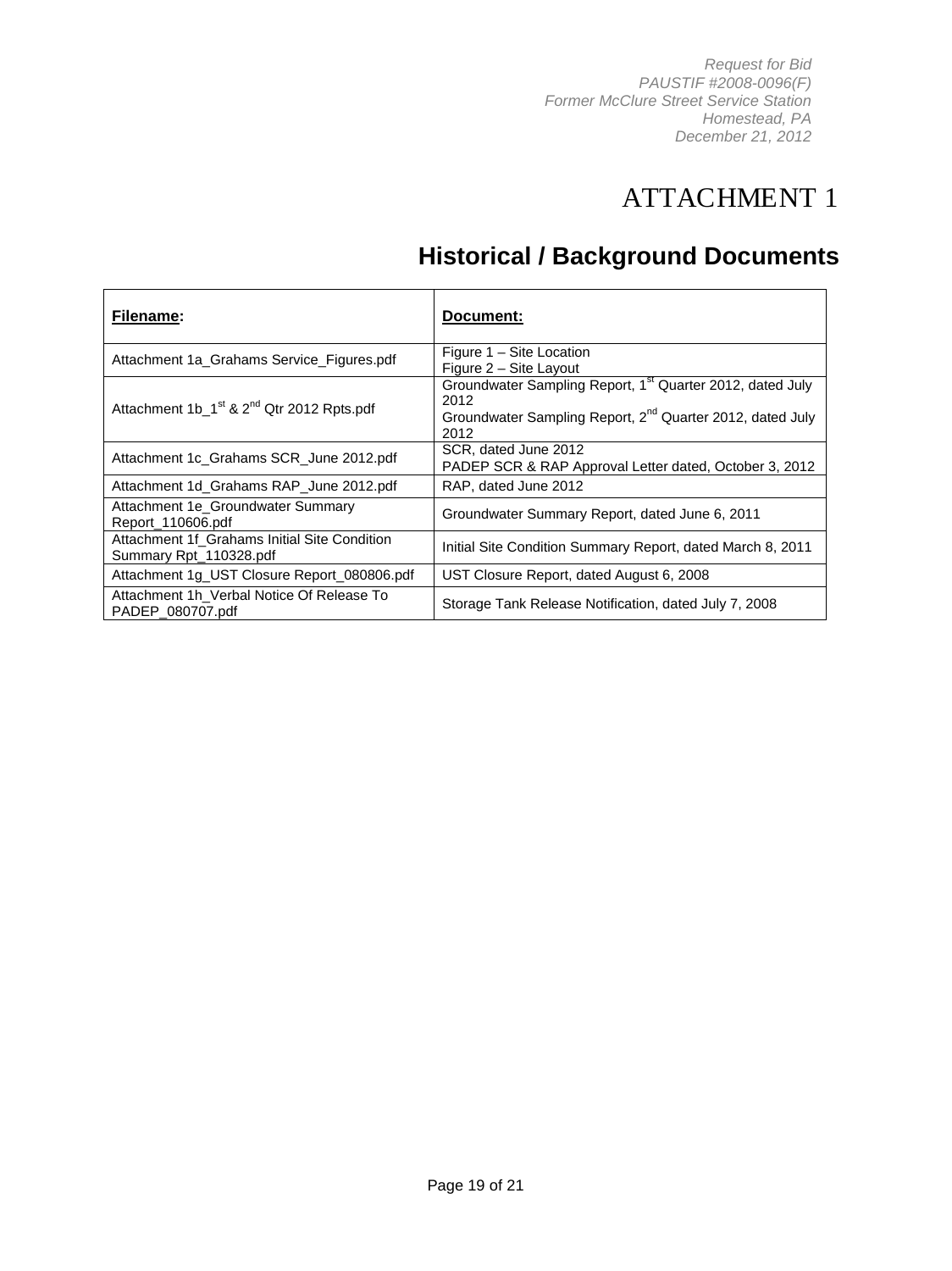# ATTACHMENT 1

## Historical / Background Documents

| **Filename:** | **Document:** |
|---|---|
| Attachment 1a_Grahams Service_Figures.pdf | Figure 1 – Site Location<br>Figure 2 – Site Layout |
| Attachment 1b_1st & 2nd Qtr 2012 Rpts.pdf | Groundwater Sampling Report, 1st Quarter 2012, dated July 2012<br>Groundwater Sampling Report, 2nd Quarter 2012, dated July 2012 |
| Attachment 1c_Grahams SCR_June 2012.pdf | SCR, dated June 2012<br>PADEP SCR & RAP Approval Letter dated, October 3, 2012 |
| Attachment 1d_Grahams RAP_June 2012.pdf | RAP, dated June 2012 |
| Attachment 1e_Groundwater Summary Report_110606.pdf | Groundwater Summary Report, dated June 6, 2011 |
| Attachment 1f_Grahams Initial Site Condition Summary Rpt_110328.pdf | Initial Site Condition Summary Report, dated March 8, 2011 |
| Attachment 1g_UST Closure Report_080806.pdf | UST Closure Report, dated August 6, 2008 |
| Attachment 1h_Verbal Notice Of Release To PADEP_080707.pdf | Storage Tank Release Notification, dated July 7, 2008 |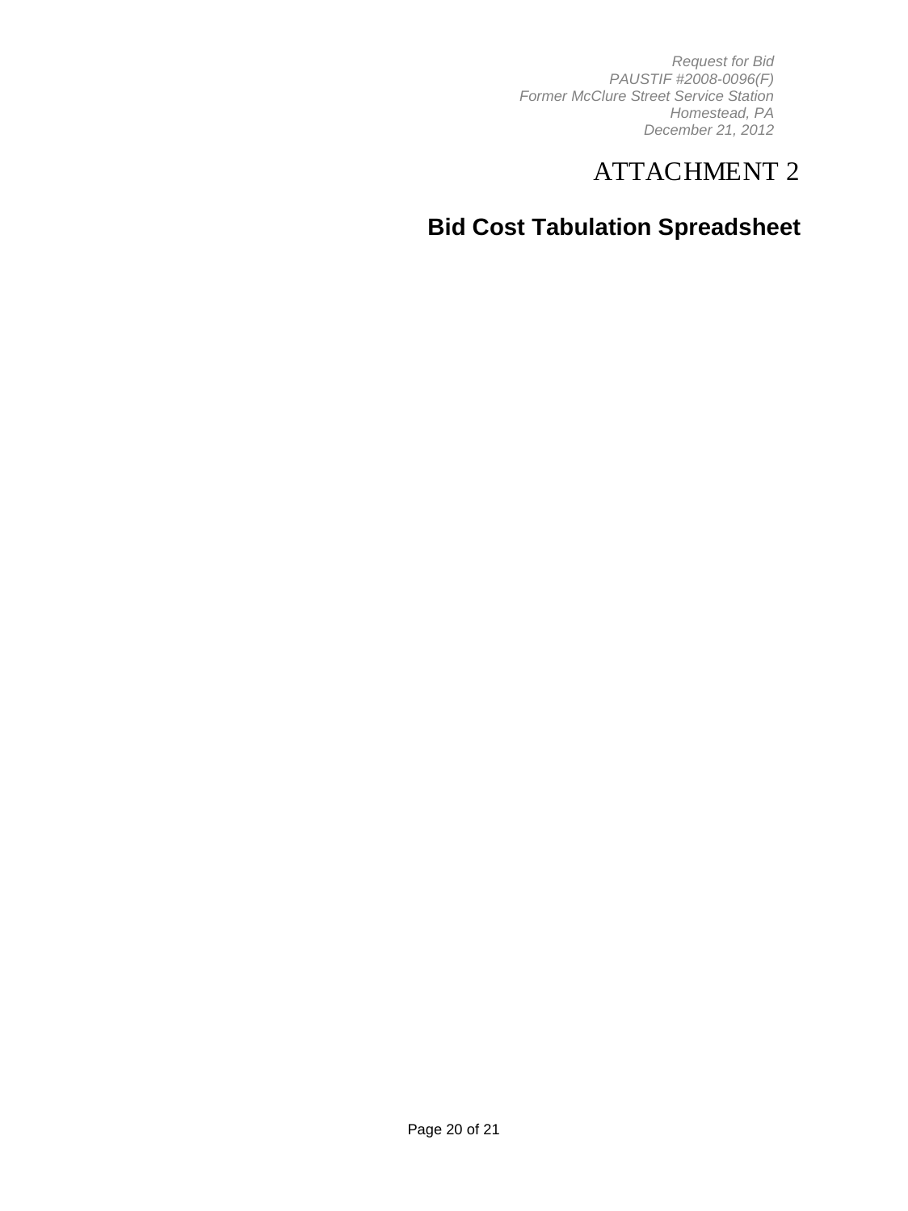# ATTACHMENT 2

## Bid Cost Tabulation Spreadsheet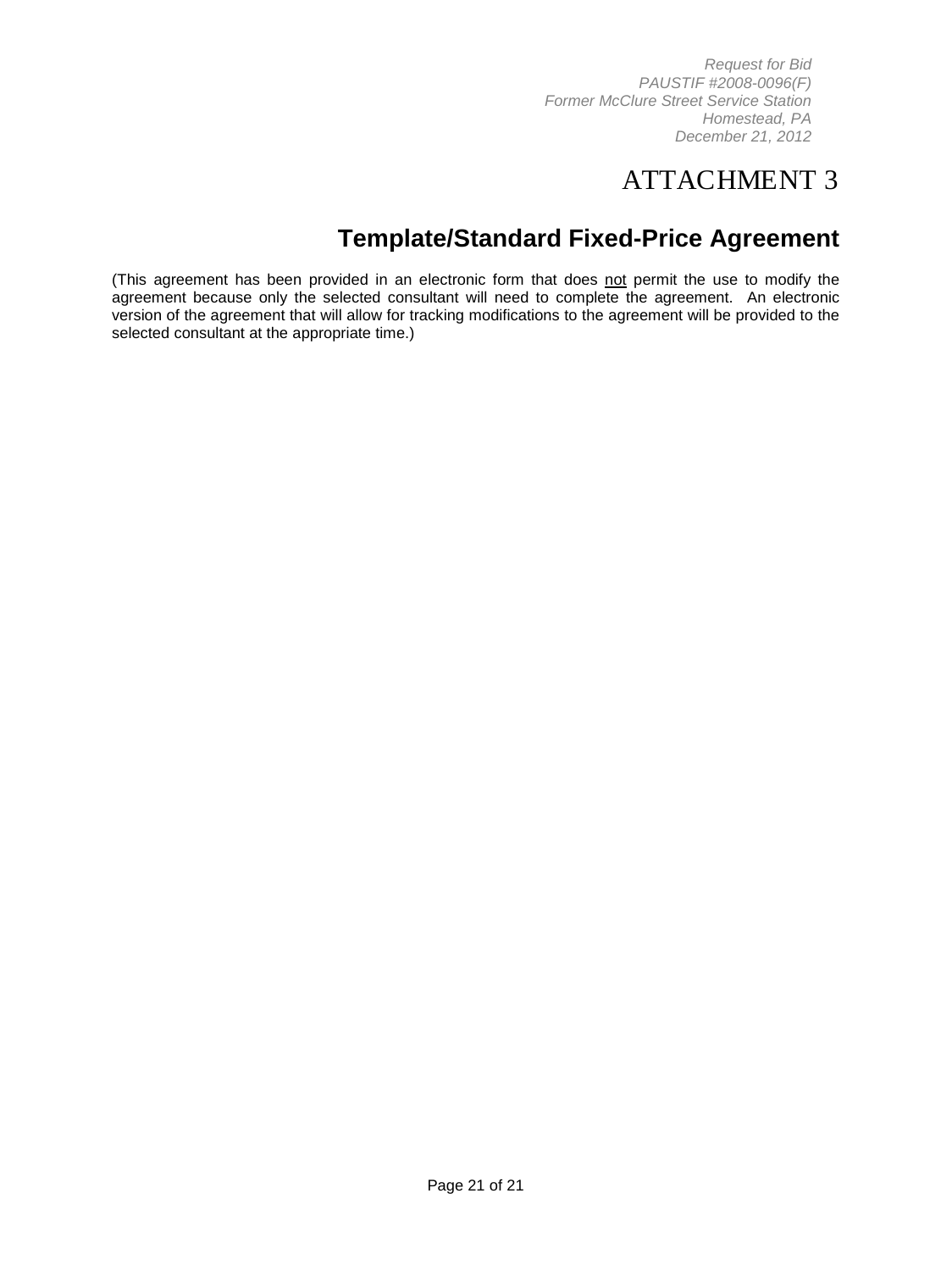# ATTACHMENT 3

## Template/Standard Fixed-Price Agreement

(This agreement has been provided in an electronic form that does not permit the use to modify the agreement because only the selected consultant will need to complete the agreement. An electronic version of the agreement that will allow for tracking modifications to the agreement will be provided to the selected consultant at the appropriate time.)